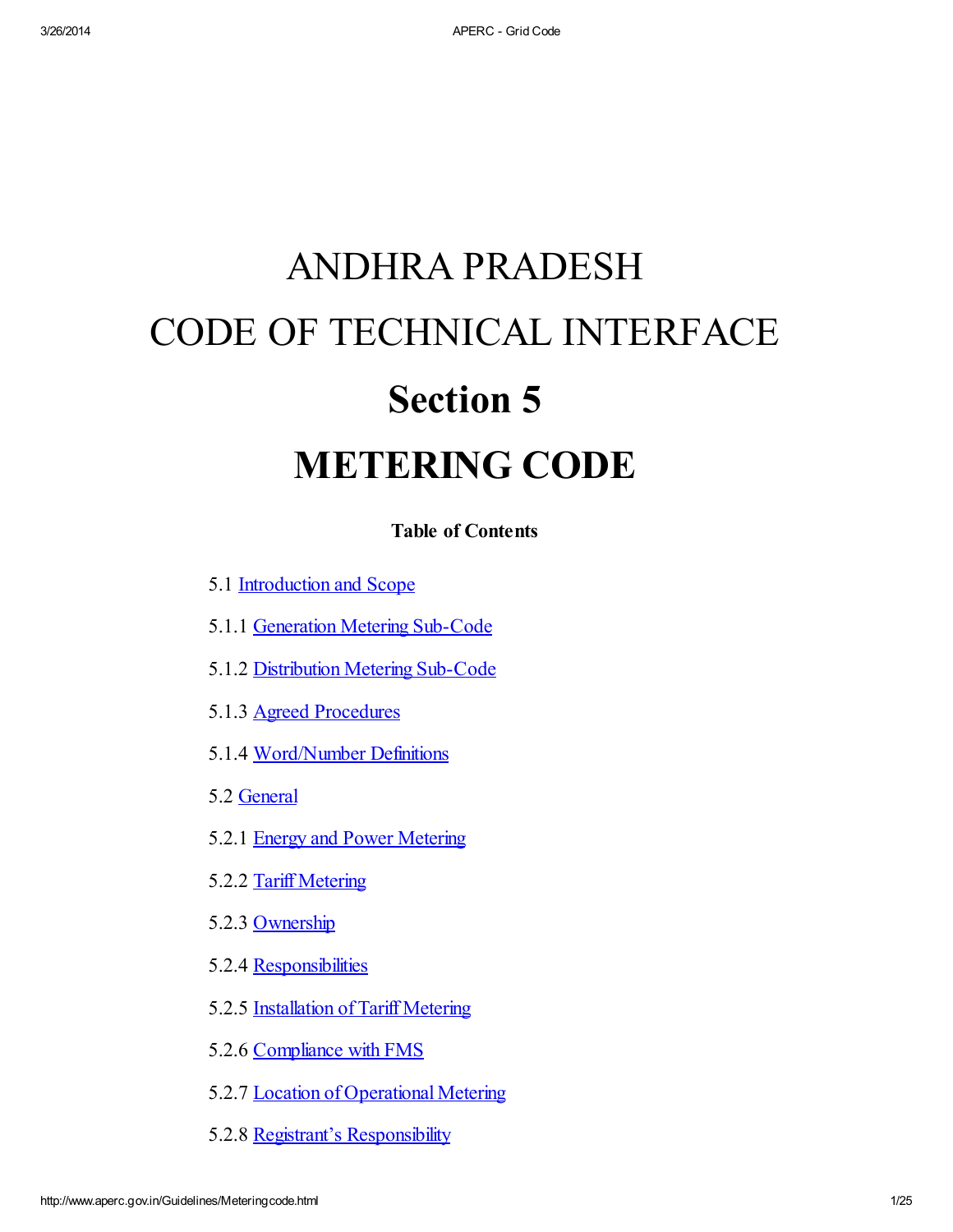# ANDHRA PRADESH

# CODE OF TECHNICAL INTERFACE

# Section 5

# METERING CODE

**Table of Contents**

5.1 Introduction and Scope

5.1.1 Generation Metering Sub-Code

5.1.2 Distribution Metering Sub-Code

5.1.3 Agreed Procedures

5.1.4 Word/Number Definitions

5.2 General

5.2.1 Energy and Power Metering

5.2.2 Tariff Metering

5.2.3 Ownership

5.2.4 Responsibilities

5.2.5 Installation of Tariff Metering

5.2.6 Compliance with FMS

5.2.7 Location of Operational Metering

5.2.8 Registrant's Responsibility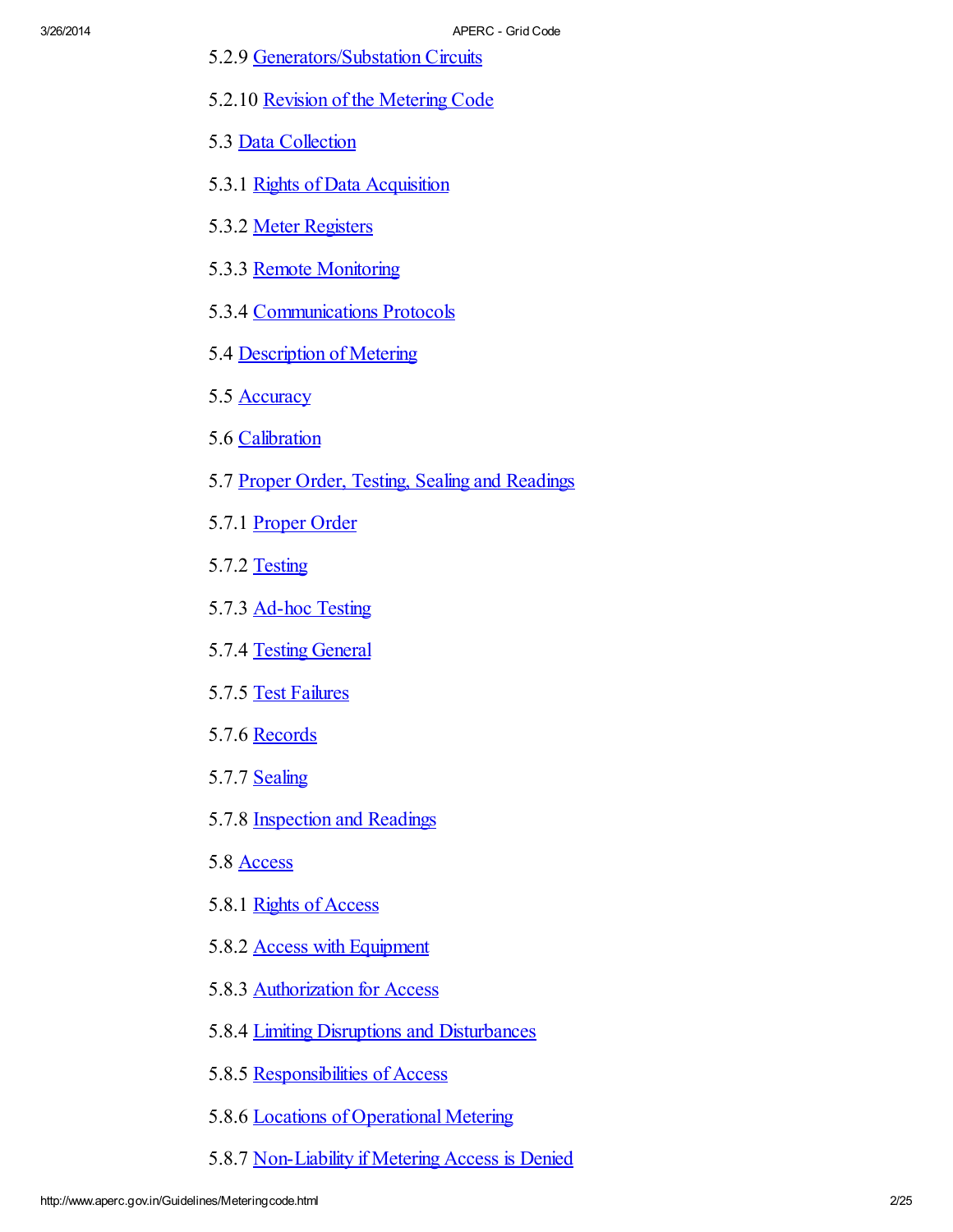5.2.9 Generators/Substation Circuits

5.2.10 Revision of the Metering Code

5.3 Data Collection

5.3.1 Rights of Data Acquisition

5.3.2 Meter Registers

5.3.3 Remote Monitoring

5.3.4 Communications Protocols

5.4 Description of Metering

5.5 Accuracy

5.6 Calibration

5.7 Proper Order, Testing, Sealing and Readings

5.7.1 Proper Order

5.7.2 Testing

5.7.3 Ad-hoc Testing

5.7.4 Testing General

5.7.5 Test Failures

5.7.6 Records

5.7.7 Sealing

5.7.8 Inspection and Readings

5.8 Access

5.8.1 Rights of Access

5.8.2 Access with Equipment

5.8.3 Authorization for Access

5.8.4 Limiting Disruptions and Disturbances

5.8.5 Responsibilities of Access

5.8.6 Locations of Operational Metering

5.8.7 Non-Liability if Metering Access is Denied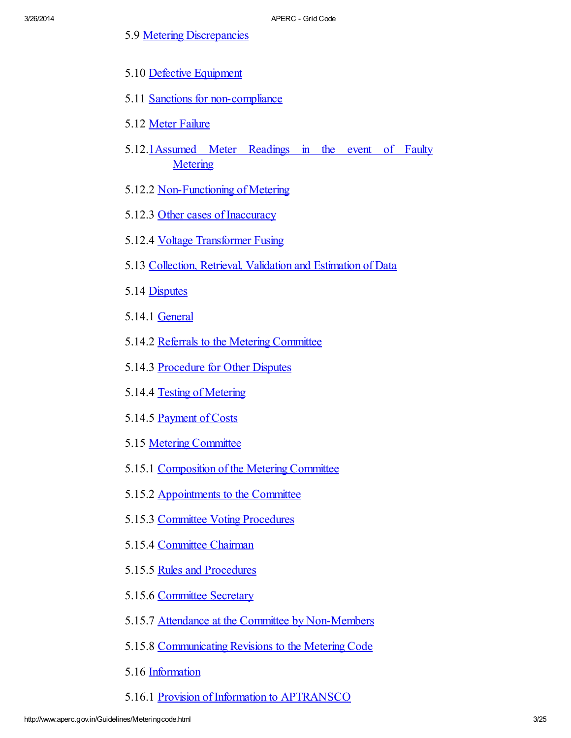5.9 Metering Discrepancies

5.10 Defective Equipment

5.11 Sanctions for non-compliance

5.12 Meter Failure

5.12.1 Assumed Meter Readings in the event of Faulty Metering

5.12.2 Non-Functioning of Metering

5.12.3 Other cases of Inaccuracy

5.12.4 Voltage Transformer Fusing

5.13 Collection, Retrieval, Validation and Estimation of Data

5.14 Disputes

5.14.1 General

5.14.2 Referrals to the Metering Committee

5.14.3 Procedure for Other Disputes

5.14.4 Testing of Metering

5.14.5 Payment of Costs

5.15 Metering Committee

5.15.1 Composition of the Metering Committee

5.15.2 Appointments to the Committee

5.15.3 Committee Voting Procedures

5.15.4 Committee Chairman

5.15.5 Rules and Procedures

5.15.6 Committee Secretary

5.15.7 Attendance at the Committee by Non-Members

5.15.8 Communicating Revisions to the Metering Code

5.16 Information

5.16.1 Provision of Information to APTRANSCO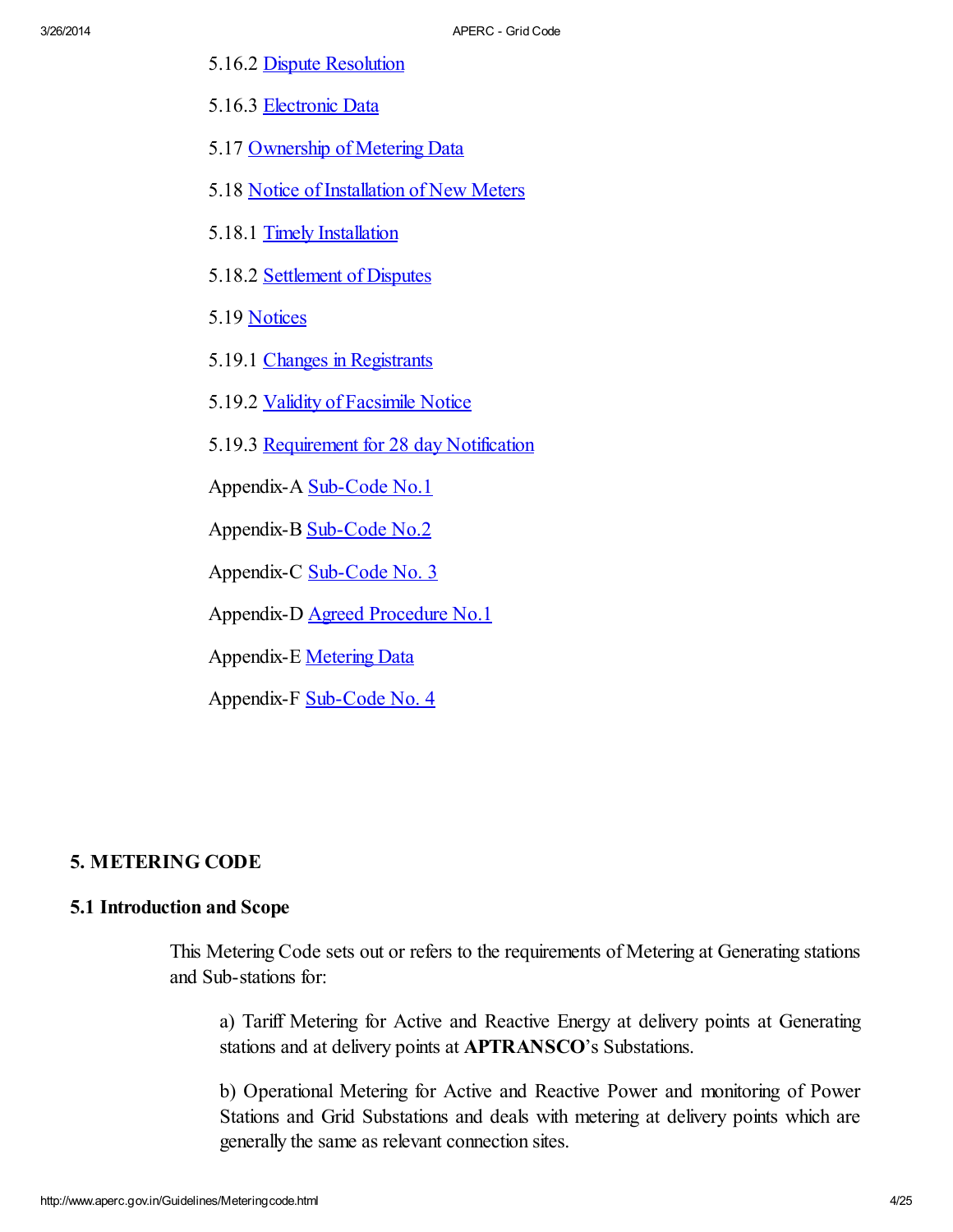5.16.2 Dispute Resolution

5.16.3 Electronic Data

5.17 Ownership of Metering Data

5.18 Notice of Installation of New Meters

5.18.1 Timely Installation

5.18.2 Settlement of Disputes

5.19 Notices

5.19.1 Changes in Registrants

5.19.2 Validity of Facsimile Notice

5.19.3 Requirement for 28 day Notification

Appendix-A Sub-Code No.1

Appendix-B Sub-Code No.2

Appendix-C Sub-Code No. 3

Appendix-D Agreed Procedure No.1

Appendix-E Metering Data

Appendix-F Sub-Code No. 4

## 5. METERING CODE

### 5.1 Introduction and Scope

This Metering Code sets out or refers to the requirements of Metering at Generating stations and Sub-stations for:

a) Tariff Metering for Active and Reactive Energy at delivery points at Generating stations and at delivery points at **APTRANSCO**'s Substations.

b) Operational Metering for Active and Reactive Power and monitoring of Power Stations and Grid Substations and deals with metering at delivery points which are generally the same as relevant connection sites.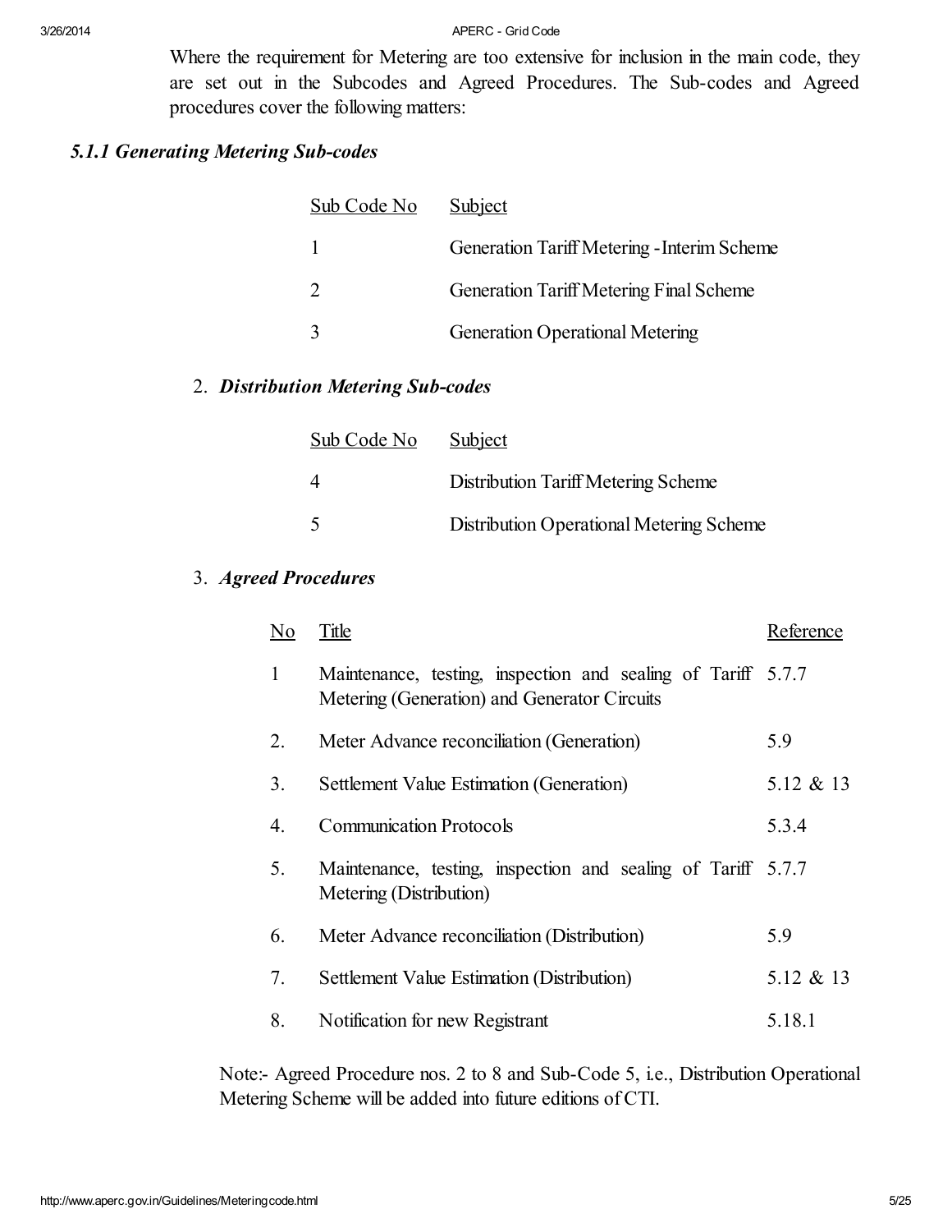Where the requirement for Metering are too extensive for inclusion in the main code, they are set out in the Subcodes and Agreed Procedures. The Sub-codes and Agreed procedures cover the following matters:

### *5.1.1 Generating Metering Sub-codes*

| Sub Code No | Subject |
|---|---|
| 1 | Generation Tariff Metering -Interim Scheme |
| 2 | Generation Tariff Metering Final Scheme |
| 3 | Generation Operational Metering |

### 2. *Distribution Metering Sub-codes*

| Sub Code No | Subject |
|---|---|
| 4 | Distribution Tariff Metering Scheme |
| 5 | Distribution Operational Metering Scheme |

### 3. *Agreed Procedures*

| No | Title | Reference |
|---|---|---|
| 1 | Maintenance, testing, inspection and sealing of Tariff Metering (Generation) and Generator Circuits | 5.7.7 |
| 2. | Meter Advance reconciliation (Generation) | 5.9 |
| 3. | Settlement Value Estimation (Generation) | 5.12 & 13 |
| 4. | Communication Protocols | 5.3.4 |
| 5. | Maintenance, testing, inspection and sealing of Tariff Metering (Distribution) | 5.7.7 |
| 6. | Meter Advance reconciliation (Distribution) | 5.9 |
| 7. | Settlement Value Estimation (Distribution) | 5.12 & 13 |
| 8. | Notification for new Registrant | 5.18.1 |

Note:- Agreed Procedure nos. 2 to 8 and Sub-Code 5, i.e., Distribution Operational Metering Scheme will be added into future editions of CTI.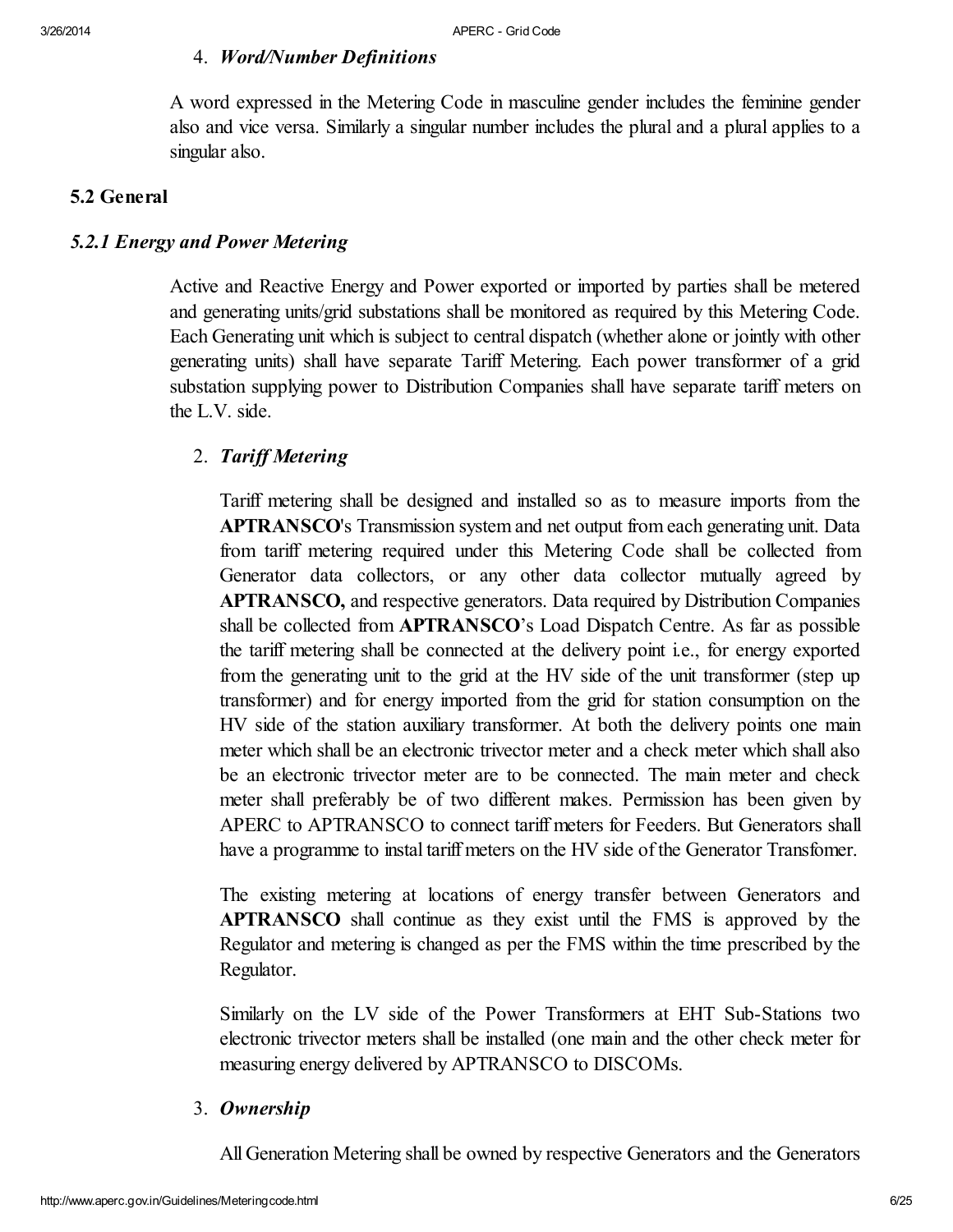4. ***Word/Number Definitions***

   A word expressed in the Metering Code in masculine gender includes the feminine gender also and vice versa. Similarly a singular number includes the plural and a plural applies to a singular also.

## 5.2 General

### *5.2.1 Energy and Power Metering*

Active and Reactive Energy and Power exported or imported by parties shall be metered and generating units/grid substations shall be monitored as required by this Metering Code. Each Generating unit which is subject to central dispatch (whether alone or jointly with other generating units) shall have separate Tariff Metering. Each power transformer of a grid substation supplying power to Distribution Companies shall have separate tariff meters on the L.V. side.

2. ***Tariff Metering***

   Tariff metering shall be designed and installed so as to measure imports from the **APTRANSCO**'s Transmission system and net output from each generating unit. Data from tariff metering required under this Metering Code shall be collected from Generator data collectors, or any other data collector mutually agreed by **APTRANSCO,** and respective generators. Data required by Distribution Companies shall be collected from **APTRANSCO**'s Load Dispatch Centre. As far as possible the tariff metering shall be connected at the delivery point i.e., for energy exported from the generating unit to the grid at the HV side of the unit transformer (step up transformer) and for energy imported from the grid for station consumption on the HV side of the station auxiliary transformer. At both the delivery points one main meter which shall be an electronic trivector meter and a check meter which shall also be an electronic trivector meter are to be connected. The main meter and check meter shall preferably be of two different makes. Permission has been given by APERC to APTRANSCO to connect tariff meters for Feeders. But Generators shall have a programme to instal tariff meters on the HV side of the Generator Transfomer.

   The existing metering at locations of energy transfer between Generators and **APTRANSCO** shall continue as they exist until the FMS is approved by the Regulator and metering is changed as per the FMS within the time prescribed by the Regulator.

   Similarly on the LV side of the Power Transformers at EHT Sub-Stations two electronic trivector meters shall be installed (one main and the other check meter for measuring energy delivered by APTRANSCO to DISCOMs.

3. ***Ownership***

   All Generation Metering shall be owned by respective Generators and the Generators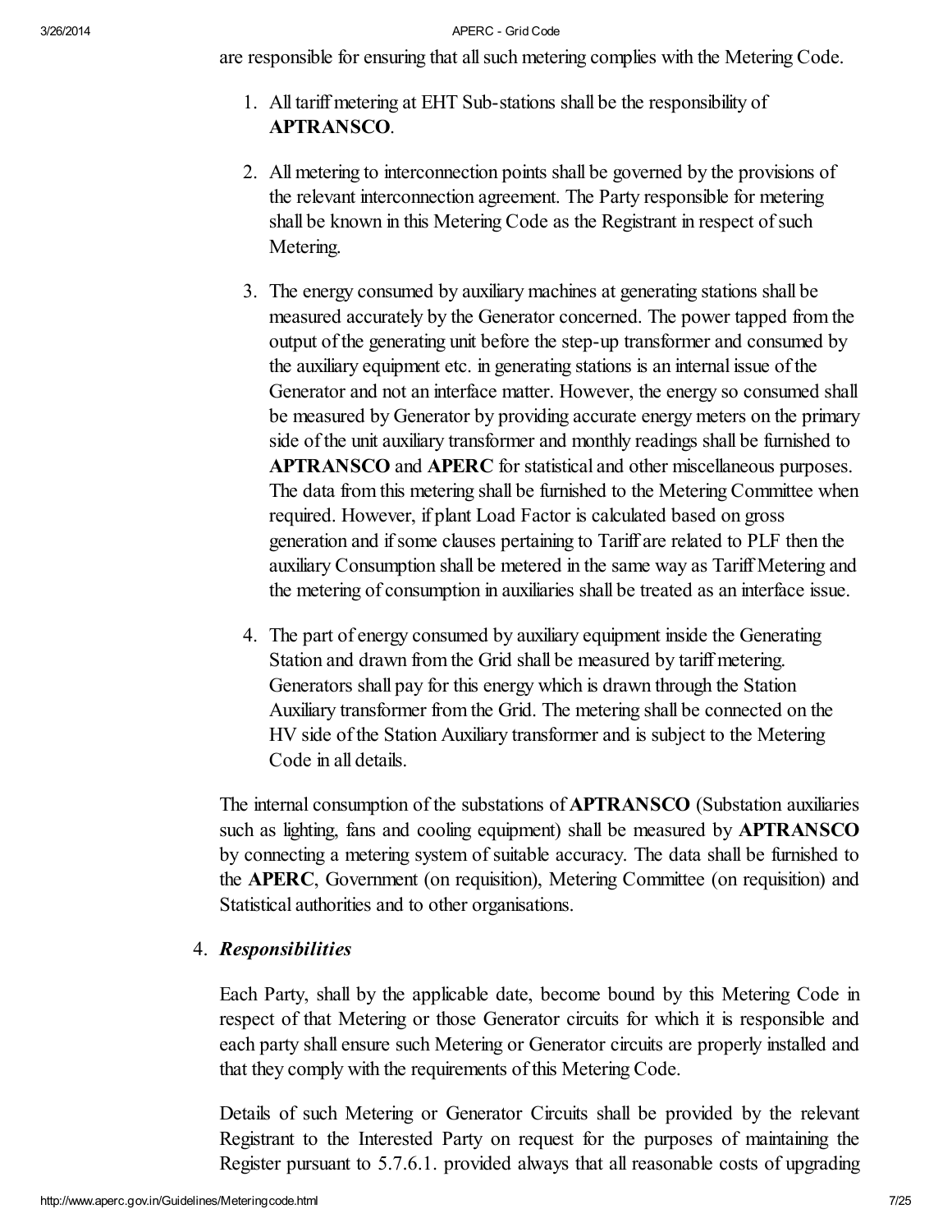are responsible for ensuring that all such metering complies with the Metering Code.

1. All tariff metering at EHT Sub-stations shall be the responsibility of **APTRANSCO**.

2. All metering to interconnection points shall be governed by the provisions of the relevant interconnection agreement. The Party responsible for metering shall be known in this Metering Code as the Registrant in respect of such Metering.

3. The energy consumed by auxiliary machines at generating stations shall be measured accurately by the Generator concerned. The power tapped from the output of the generating unit before the step-up transformer and consumed by the auxiliary equipment etc. in generating stations is an internal issue of the Generator and not an interface matter. However, the energy so consumed shall be measured by Generator by providing accurate energy meters on the primary side of the unit auxiliary transformer and monthly readings shall be furnished to **APTRANSCO** and **APERC** for statistical and other miscellaneous purposes. The data from this metering shall be furnished to the Metering Committee when required. However, if plant Load Factor is calculated based on gross generation and if some clauses pertaining to Tariff are related to PLF then the auxiliary Consumption shall be metered in the same way as Tariff Metering and the metering of consumption in auxiliaries shall be treated as an interface issue.

4. The part of energy consumed by auxiliary equipment inside the Generating Station and drawn from the Grid shall be measured by tariff metering. Generators shall pay for this energy which is drawn through the Station Auxiliary transformer from the Grid. The metering shall be connected on the HV side of the Station Auxiliary transformer and is subject to the Metering Code in all details.

The internal consumption of the substations of **APTRANSCO** (Substation auxiliaries such as lighting, fans and cooling equipment) shall be measured by **APTRANSCO** by connecting a metering system of suitable accuracy. The data shall be furnished to the **APERC**, Government (on requisition), Metering Committee (on requisition) and Statistical authorities and to other organisations.

4. ***Responsibilities***

Each Party, shall by the applicable date, become bound by this Metering Code in respect of that Metering or those Generator circuits for which it is responsible and each party shall ensure such Metering or Generator circuits are properly installed and that they comply with the requirements of this Metering Code.

Details of such Metering or Generator Circuits shall be provided by the relevant Registrant to the Interested Party on request for the purposes of maintaining the Register pursuant to 5.7.6.1. provided always that all reasonable costs of upgrading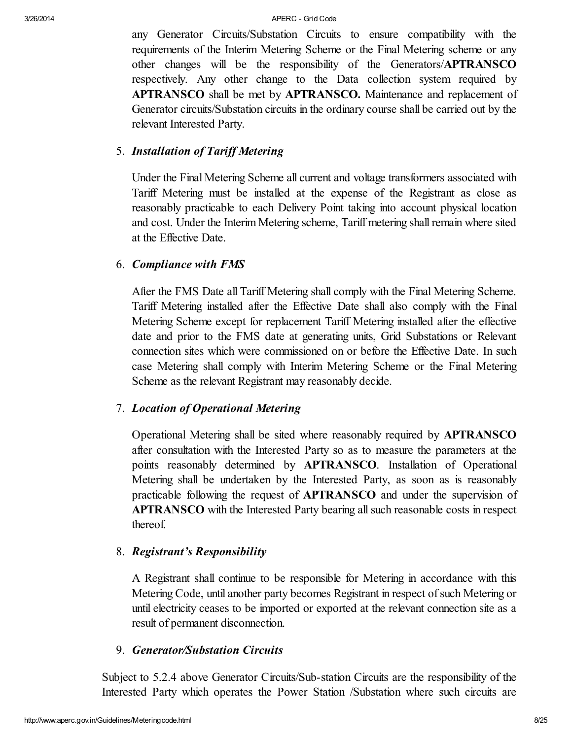any Generator Circuits/Substation Circuits to ensure compatibility with the requirements of the Interim Metering Scheme or the Final Metering scheme or any other changes will be the responsibility of the Generators/**APTRANSCO** respectively. Any other change to the Data collection system required by **APTRANSCO** shall be met by **APTRANSCO.** Maintenance and replacement of Generator circuits/Substation circuits in the ordinary course shall be carried out by the relevant Interested Party.

5. ***Installation of Tariff Metering***

   Under the Final Metering Scheme all current and voltage transformers associated with Tariff Metering must be installed at the expense of the Registrant as close as reasonably practicable to each Delivery Point taking into account physical location and cost. Under the Interim Metering scheme, Tariff metering shall remain where sited at the Effective Date.

6. ***Compliance with FMS***

   After the FMS Date all Tariff Metering shall comply with the Final Metering Scheme. Tariff Metering installed after the Effective Date shall also comply with the Final Metering Scheme except for replacement Tariff Metering installed after the effective date and prior to the FMS date at generating units, Grid Substations or Relevant connection sites which were commissioned on or before the Effective Date. In such case Metering shall comply with Interim Metering Scheme or the Final Metering Scheme as the relevant Registrant may reasonably decide.

7. ***Location of Operational Metering***

   Operational Metering shall be sited where reasonably required by **APTRANSCO** after consultation with the Interested Party so as to measure the parameters at the points reasonably determined by **APTRANSCO**. Installation of Operational Metering shall be undertaken by the Interested Party, as soon as is reasonably practicable following the request of **APTRANSCO** and under the supervision of **APTRANSCO** with the Interested Party bearing all such reasonable costs in respect thereof.

8. ***Registrant's Responsibility***

   A Registrant shall continue to be responsible for Metering in accordance with this Metering Code, until another party becomes Registrant in respect of such Metering or until electricity ceases to be imported or exported at the relevant connection site as a result of permanent disconnection.

9. ***Generator/Substation Circuits***

Subject to 5.2.4 above Generator Circuits/Sub-station Circuits are the responsibility of the Interested Party which operates the Power Station /Substation where such circuits are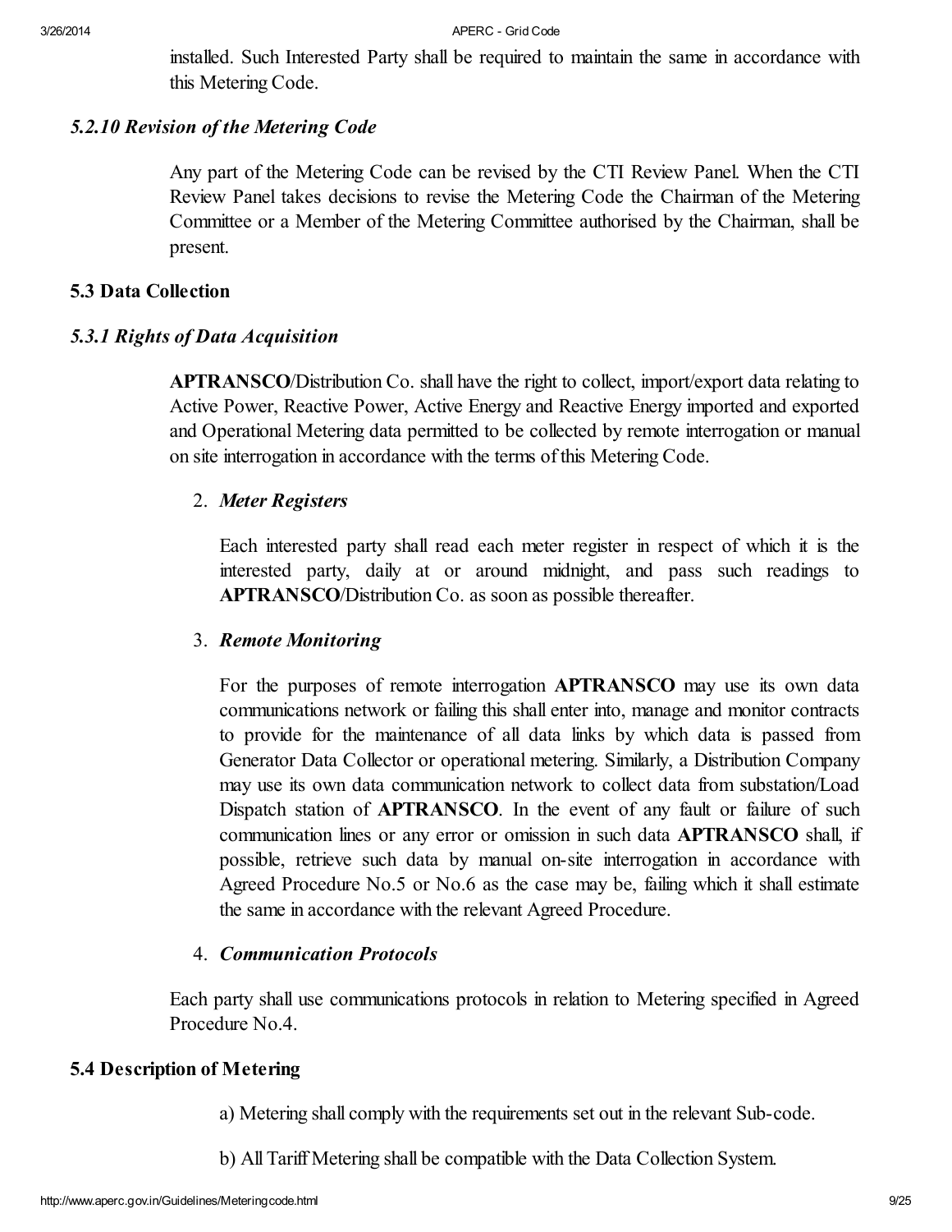installed. Such Interested Party shall be required to maintain the same in accordance with this Metering Code.

### *5.2.10 Revision of the Metering Code*

Any part of the Metering Code can be revised by the CTI Review Panel. When the CTI Review Panel takes decisions to revise the Metering Code the Chairman of the Metering Committee or a Member of the Metering Committee authorised by the Chairman, shall be present.

## 5.3 Data Collection

### *5.3.1 Rights of Data Acquisition*

**APTRANSCO**/Distribution Co. shall have the right to collect, import/export data relating to Active Power, Reactive Power, Active Energy and Reactive Energy imported and exported and Operational Metering data permitted to be collected by remote interrogation or manual on site interrogation in accordance with the terms of this Metering Code.

2. ***Meter Registers***

   Each interested party shall read each meter register in respect of which it is the interested party, daily at or around midnight, and pass such readings to **APTRANSCO**/Distribution Co. as soon as possible thereafter.

3. ***Remote Monitoring***

   For the purposes of remote interrogation **APTRANSCO** may use its own data communications network or failing this shall enter into, manage and monitor contracts to provide for the maintenance of all data links by which data is passed from Generator Data Collector or operational metering. Similarly, a Distribution Company may use its own data communication network to collect data from substation/Load Dispatch station of **APTRANSCO**. In the event of any fault or failure of such communication lines or any error or omission in such data **APTRANSCO** shall, if possible, retrieve such data by manual on-site interrogation in accordance with Agreed Procedure No.5 or No.6 as the case may be, failing which it shall estimate the same in accordance with the relevant Agreed Procedure.

4. ***Communication Protocols***

Each party shall use communications protocols in relation to Metering specified in Agreed Procedure No.4.

## 5.4 Description of Metering

a) Metering shall comply with the requirements set out in the relevant Sub-code.

b) All Tariff Metering shall be compatible with the Data Collection System.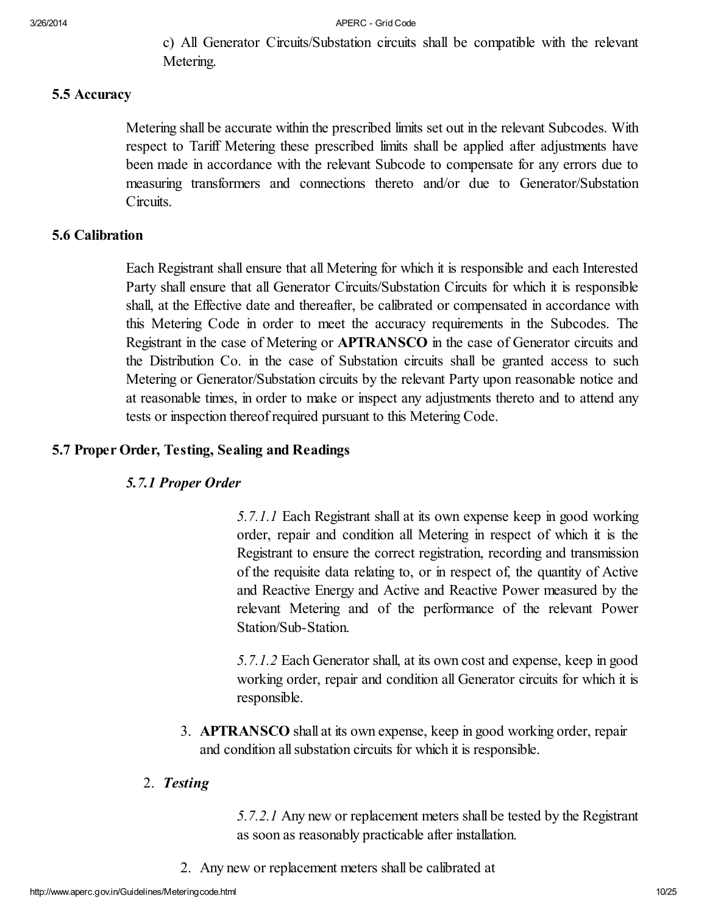c) All Generator Circuits/Substation circuits shall be compatible with the relevant Metering.

### 5.5 Accuracy

Metering shall be accurate within the prescribed limits set out in the relevant Subcodes. With respect to Tariff Metering these prescribed limits shall be applied after adjustments have been made in accordance with the relevant Subcode to compensate for any errors due to measuring transformers and connections thereto and/or due to Generator/Substation Circuits.

### 5.6 Calibration

Each Registrant shall ensure that all Metering for which it is responsible and each Interested Party shall ensure that all Generator Circuits/Substation Circuits for which it is responsible shall, at the Effective date and thereafter, be calibrated or compensated in accordance with this Metering Code in order to meet the accuracy requirements in the Subcodes. The Registrant in the case of Metering or **APTRANSCO** in the case of Generator circuits and the Distribution Co. in the case of Substation circuits shall be granted access to such Metering or Generator/Substation circuits by the relevant Party upon reasonable notice and at reasonable times, in order to make or inspect any adjustments thereto and to attend any tests or inspection thereof required pursuant to this Metering Code.

### 5.7 Proper Order, Testing, Sealing and Readings

#### *5.7.1 Proper Order*

*5.7.1.1* Each Registrant shall at its own expense keep in good working order, repair and condition all Metering in respect of which it is the Registrant to ensure the correct registration, recording and transmission of the requisite data relating to, or in respect of, the quantity of Active and Reactive Energy and Active and Reactive Power measured by the relevant Metering and of the performance of the relevant Power Station/Sub-Station.

*5.7.1.2* Each Generator shall, at its own cost and expense, keep in good working order, repair and condition all Generator circuits for which it is responsible.

3. **APTRANSCO** shall at its own expense, keep in good working order, repair and condition all substation circuits for which it is responsible.

2. ***Testing***

*5.7.2.1* Any new or replacement meters shall be tested by the Registrant as soon as reasonably practicable after installation.

2. Any new or replacement meters shall be calibrated at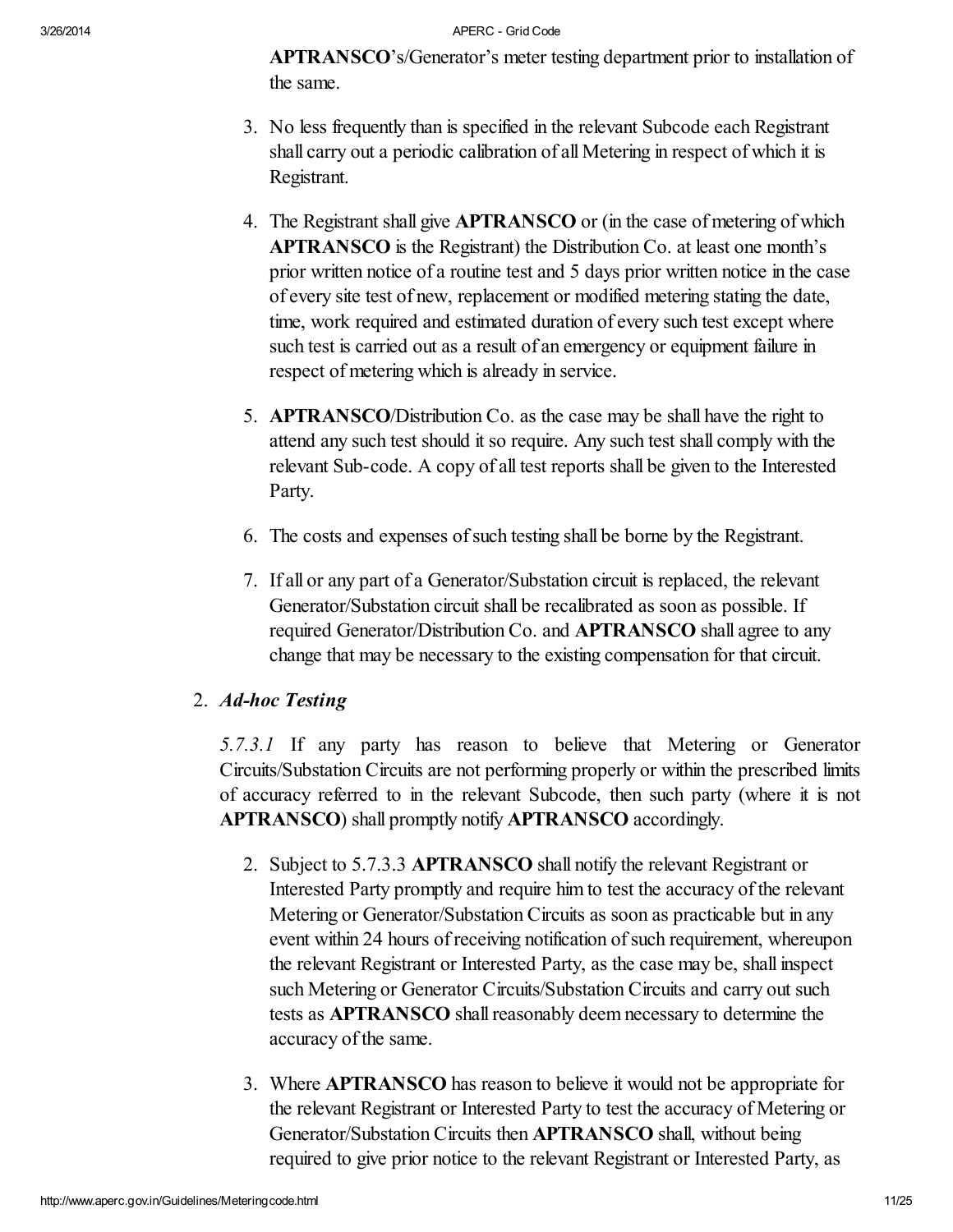**APTRANSCO**'s/Generator's meter testing department prior to installation of the same.

3. No less frequently than is specified in the relevant Subcode each Registrant shall carry out a periodic calibration of all Metering in respect of which it is Registrant.

4. The Registrant shall give **APTRANSCO** or (in the case of metering of which **APTRANSCO** is the Registrant) the Distribution Co. at least one month's prior written notice of a routine test and 5 days prior written notice in the case of every site test of new, replacement or modified metering stating the date, time, work required and estimated duration of every such test except where such test is carried out as a result of an emergency or equipment failure in respect of metering which is already in service.

5. **APTRANSCO**/Distribution Co. as the case may be shall have the right to attend any such test should it so require. Any such test shall comply with the relevant Sub-code. A copy of all test reports shall be given to the Interested Party.

6. The costs and expenses of such testing shall be borne by the Registrant.

7. If all or any part of a Generator/Substation circuit is replaced, the relevant Generator/Substation circuit shall be recalibrated as soon as possible. If required Generator/Distribution Co. and **APTRANSCO** shall agree to any change that may be necessary to the existing compensation for that circuit.

2. ***Ad-hoc Testing***

*5.7.3.1* If any party has reason to believe that Metering or Generator Circuits/Substation Circuits are not performing properly or within the prescribed limits of accuracy referred to in the relevant Subcode, then such party (where it is not **APTRANSCO**) shall promptly notify **APTRANSCO** accordingly.

2. Subject to 5.7.3.3 **APTRANSCO** shall notify the relevant Registrant or Interested Party promptly and require him to test the accuracy of the relevant Metering or Generator/Substation Circuits as soon as practicable but in any event within 24 hours of receiving notification of such requirement, whereupon the relevant Registrant or Interested Party, as the case may be, shall inspect such Metering or Generator Circuits/Substation Circuits and carry out such tests as **APTRANSCO** shall reasonably deem necessary to determine the accuracy of the same.

3. Where **APTRANSCO** has reason to believe it would not be appropriate for the relevant Registrant or Interested Party to test the accuracy of Metering or Generator/Substation Circuits then **APTRANSCO** shall, without being required to give prior notice to the relevant Registrant or Interested Party, as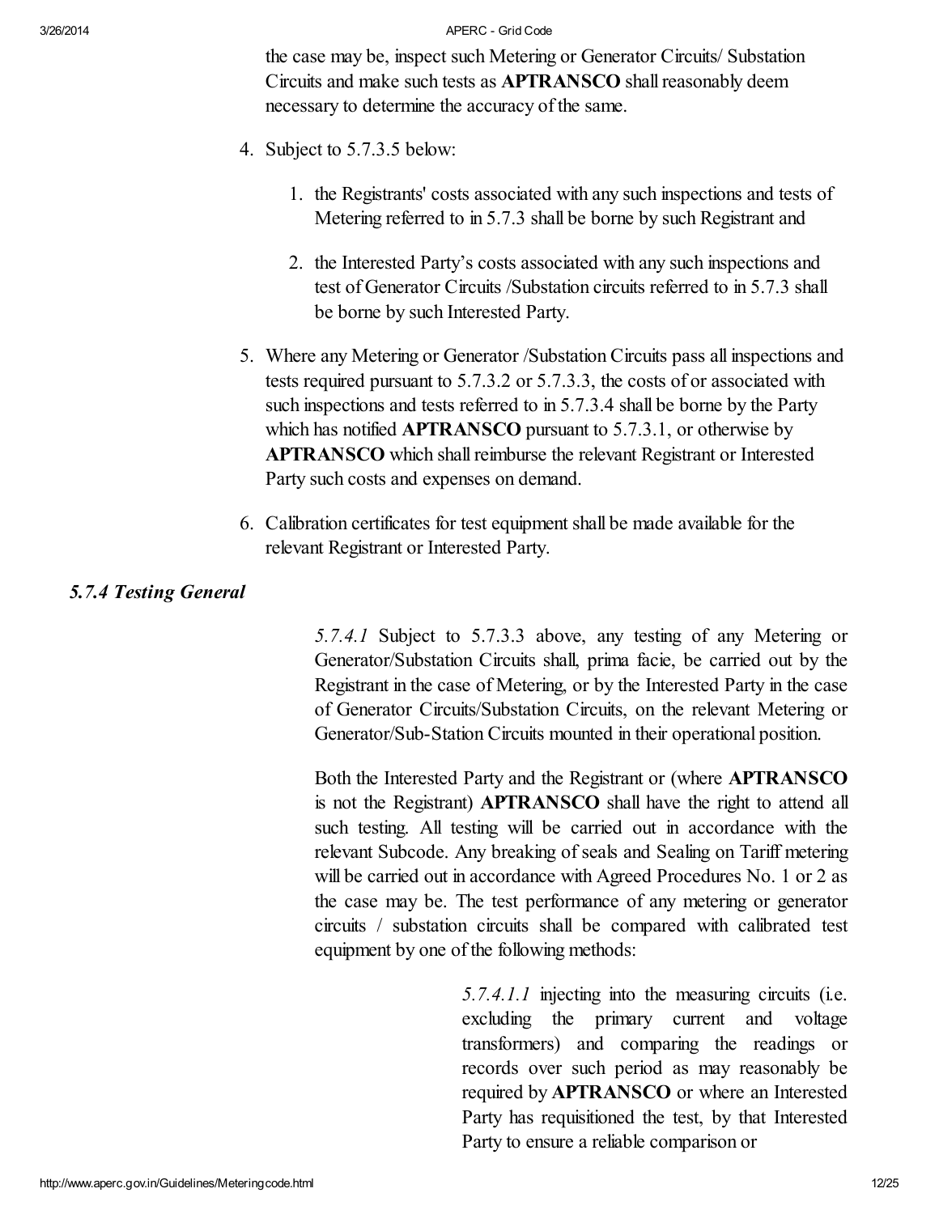the case may be, inspect such Metering or Generator Circuits/ Substation Circuits and make such tests as **APTRANSCO** shall reasonably deem necessary to determine the accuracy of the same.

4. Subject to 5.7.3.5 below:

    1. the Registrants' costs associated with any such inspections and tests of Metering referred to in 5.7.3 shall be borne by such Registrant and

    2. the Interested Party's costs associated with any such inspections and test of Generator Circuits /Substation circuits referred to in 5.7.3 shall be borne by such Interested Party.

5. Where any Metering or Generator /Substation Circuits pass all inspections and tests required pursuant to 5.7.3.2 or 5.7.3.3, the costs of or associated with such inspections and tests referred to in 5.7.3.4 shall be borne by the Party which has notified **APTRANSCO** pursuant to 5.7.3.1, or otherwise by **APTRANSCO** which shall reimburse the relevant Registrant or Interested Party such costs and expenses on demand.

6. Calibration certificates for test equipment shall be made available for the relevant Registrant or Interested Party.

### *5.7.4 Testing General*

*5.7.4.1* Subject to 5.7.3.3 above, any testing of any Metering or Generator/Substation Circuits shall, prima facie, be carried out by the Registrant in the case of Metering, or by the Interested Party in the case of Generator Circuits/Substation Circuits, on the relevant Metering or Generator/Sub-Station Circuits mounted in their operational position.

Both the Interested Party and the Registrant or (where **APTRANSCO** is not the Registrant) **APTRANSCO** shall have the right to attend all such testing. All testing will be carried out in accordance with the relevant Subcode. Any breaking of seals and Sealing on Tariff metering will be carried out in accordance with Agreed Procedures No. 1 or 2 as the case may be. The test performance of any metering or generator circuits / substation circuits shall be compared with calibrated test equipment by one of the following methods:

*5.7.4.1.1* injecting into the measuring circuits (i.e. excluding the primary current and voltage transformers) and comparing the readings or records over such period as may reasonably be required by **APTRANSCO** or where an Interested Party has requisitioned the test, by that Interested Party to ensure a reliable comparison or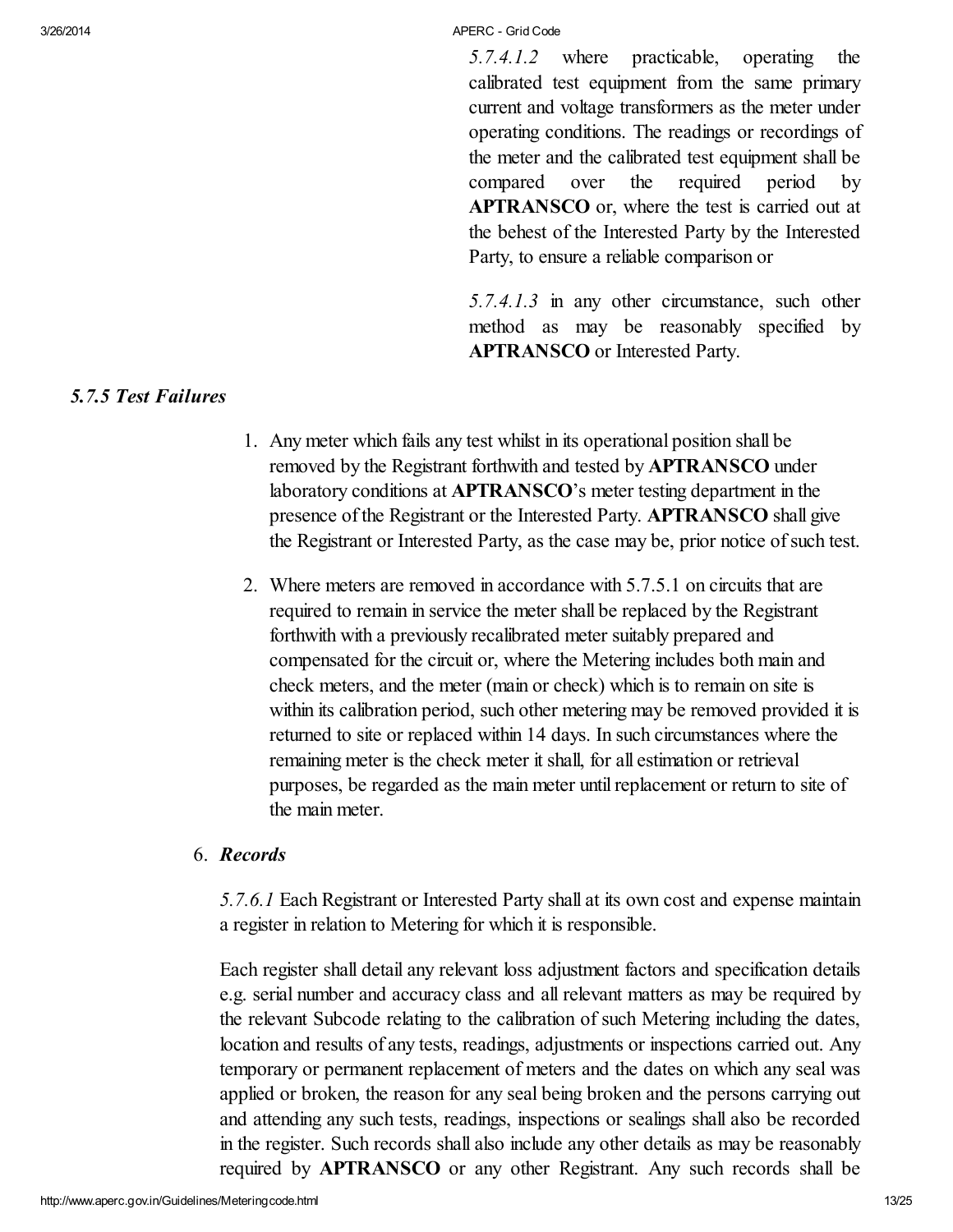*5.7.4.1.2* where practicable, operating the calibrated test equipment from the same primary current and voltage transformers as the meter under operating conditions. The readings or recordings of the meter and the calibrated test equipment shall be compared over the required period by **APTRANSCO** or, where the test is carried out at the behest of the Interested Party by the Interested Party, to ensure a reliable comparison or

*5.7.4.1.3* in any other circumstance, such other method as may be reasonably specified by **APTRANSCO** or Interested Party.

### *5.7.5 Test Failures*

1. Any meter which fails any test whilst in its operational position shall be removed by the Registrant forthwith and tested by **APTRANSCO** under laboratory conditions at **APTRANSCO**'s meter testing department in the presence of the Registrant or the Interested Party. **APTRANSCO** shall give the Registrant or Interested Party, as the case may be, prior notice of such test.
2. Where meters are removed in accordance with 5.7.5.1 on circuits that are required to remain in service the meter shall be replaced by the Registrant forthwith with a previously recalibrated meter suitably prepared and compensated for the circuit or, where the Metering includes both main and check meters, and the meter (main or check) which is to remain on site is within its calibration period, such other metering may be removed provided it is returned to site or replaced within 14 days. In such circumstances where the remaining meter is the check meter it shall, for all estimation or retrieval purposes, be regarded as the main meter until replacement or return to site of the main meter.

6. ***Records***

*5.7.6.1* Each Registrant or Interested Party shall at its own cost and expense maintain a register in relation to Metering for which it is responsible.

Each register shall detail any relevant loss adjustment factors and specification details e.g. serial number and accuracy class and all relevant matters as may be required by the relevant Subcode relating to the calibration of such Metering including the dates, location and results of any tests, readings, adjustments or inspections carried out. Any temporary or permanent replacement of meters and the dates on which any seal was applied or broken, the reason for any seal being broken and the persons carrying out and attending any such tests, readings, inspections or sealings shall also be recorded in the register. Such records shall also include any other details as may be reasonably required by **APTRANSCO** or any other Registrant. Any such records shall be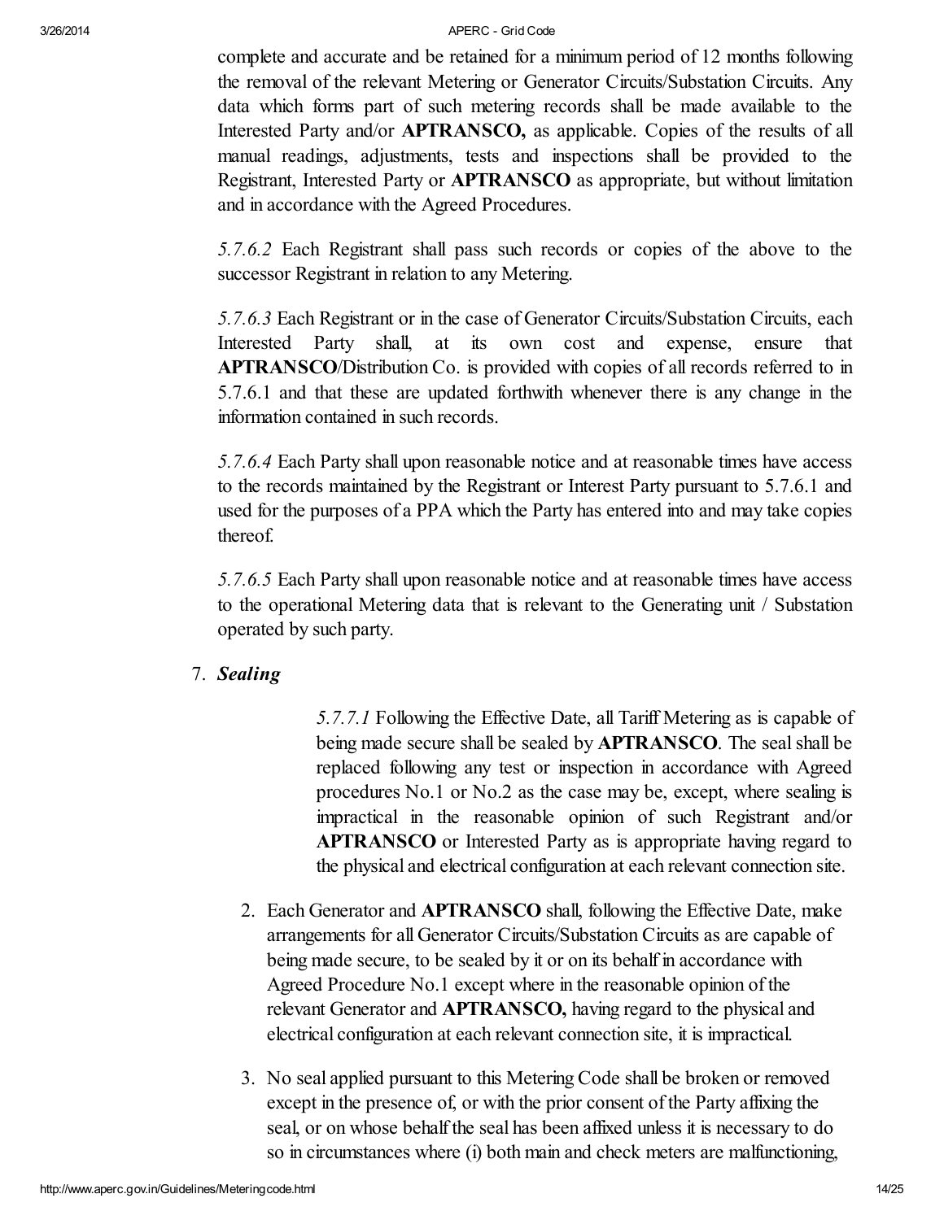complete and accurate and be retained for a minimum period of 12 months following the removal of the relevant Metering or Generator Circuits/Substation Circuits. Any data which forms part of such metering records shall be made available to the Interested Party and/or **APTRANSCO,** as applicable. Copies of the results of all manual readings, adjustments, tests and inspections shall be provided to the Registrant, Interested Party or **APTRANSCO** as appropriate, but without limitation and in accordance with the Agreed Procedures.

*5.7.6.2* Each Registrant shall pass such records or copies of the above to the successor Registrant in relation to any Metering.

*5.7.6.3* Each Registrant or in the case of Generator Circuits/Substation Circuits, each Interested Party shall, at its own cost and expense, ensure that **APTRANSCO**/Distribution Co. is provided with copies of all records referred to in 5.7.6.1 and that these are updated forthwith whenever there is any change in the information contained in such records.

*5.7.6.4* Each Party shall upon reasonable notice and at reasonable times have access to the records maintained by the Registrant or Interest Party pursuant to 5.7.6.1 and used for the purposes of a PPA which the Party has entered into and may take copies thereof.

*5.7.6.5* Each Party shall upon reasonable notice and at reasonable times have access to the operational Metering data that is relevant to the Generating unit / Substation operated by such party.

7. ***Sealing***

*5.7.7.1* Following the Effective Date, all Tariff Metering as is capable of being made secure shall be sealed by **APTRANSCO**. The seal shall be replaced following any test or inspection in accordance with Agreed procedures No.1 or No.2 as the case may be, except, where sealing is impractical in the reasonable opinion of such Registrant and/or **APTRANSCO** or Interested Party as is appropriate having regard to the physical and electrical configuration at each relevant connection site.

2. Each Generator and **APTRANSCO** shall, following the Effective Date, make arrangements for all Generator Circuits/Substation Circuits as are capable of being made secure, to be sealed by it or on its behalf in accordance with Agreed Procedure No.1 except where in the reasonable opinion of the relevant Generator and **APTRANSCO,** having regard to the physical and electrical configuration at each relevant connection site, it is impractical.
3. No seal applied pursuant to this Metering Code shall be broken or removed except in the presence of, or with the prior consent of the Party affixing the seal, or on whose behalf the seal has been affixed unless it is necessary to do so in circumstances where (i) both main and check meters are malfunctioning,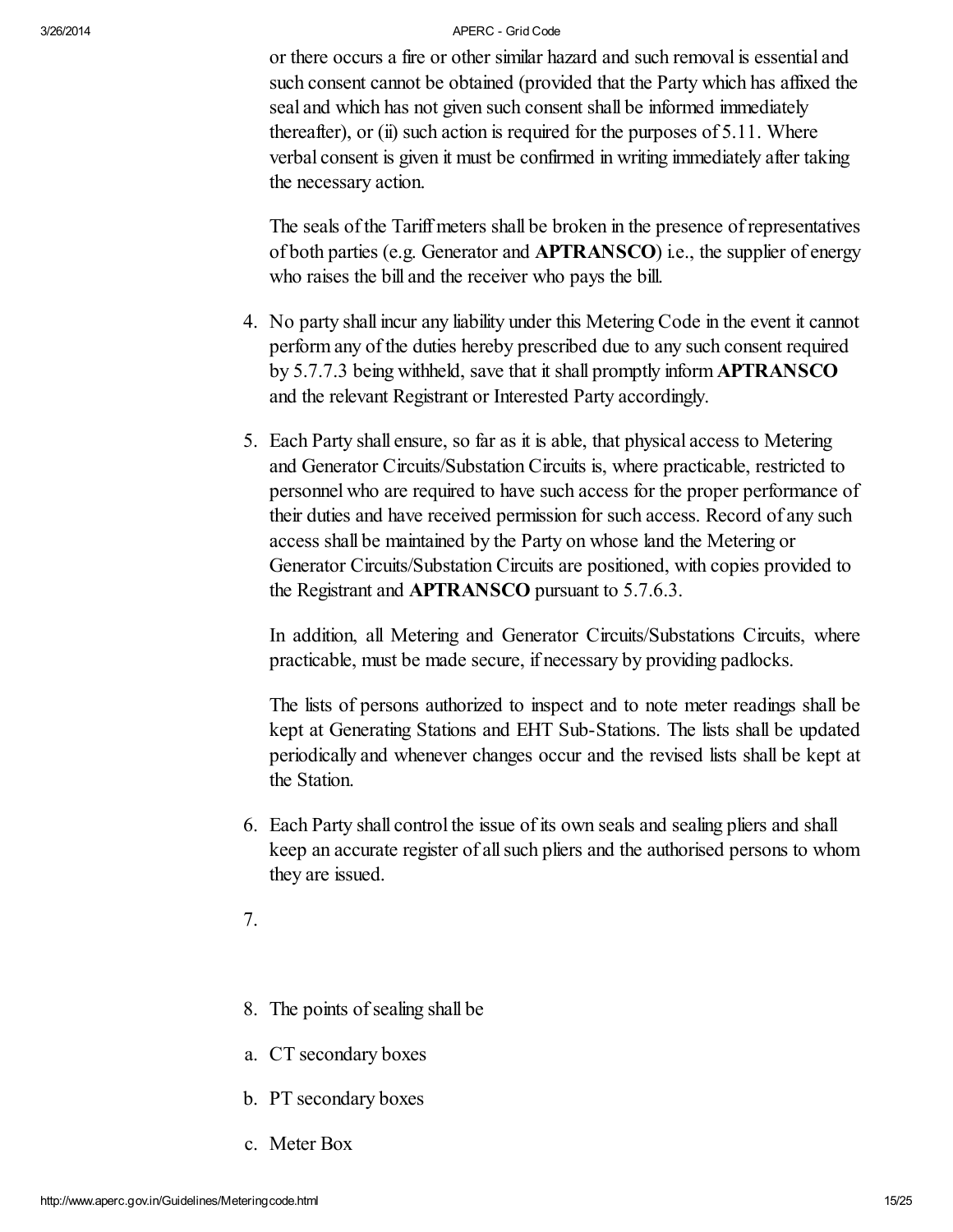or there occurs a fire or other similar hazard and such removal is essential and such consent cannot be obtained (provided that the Party which has affixed the seal and which has not given such consent shall be informed immediately thereafter), or (ii) such action is required for the purposes of 5.11. Where verbal consent is given it must be confirmed in writing immediately after taking the necessary action.

The seals of the Tariff meters shall be broken in the presence of representatives of both parties (e.g. Generator and **APTRANSCO**) i.e., the supplier of energy who raises the bill and the receiver who pays the bill.

4. No party shall incur any liability under this Metering Code in the event it cannot perform any of the duties hereby prescribed due to any such consent required by 5.7.7.3 being withheld, save that it shall promptly inform **APTRANSCO** and the relevant Registrant or Interested Party accordingly.

5. Each Party shall ensure, so far as it is able, that physical access to Metering and Generator Circuits/Substation Circuits is, where practicable, restricted to personnel who are required to have such access for the proper performance of their duties and have received permission for such access. Record of any such access shall be maintained by the Party on whose land the Metering or Generator Circuits/Substation Circuits are positioned, with copies provided to the Registrant and **APTRANSCO** pursuant to 5.7.6.3.

   In addition, all Metering and Generator Circuits/Substations Circuits, where practicable, must be made secure, if necessary by providing padlocks.

   The lists of persons authorized to inspect and to note meter readings shall be kept at Generating Stations and EHT Sub-Stations. The lists shall be updated periodically and whenever changes occur and the revised lists shall be kept at the Station.

6. Each Party shall control the issue of its own seals and sealing pliers and shall keep an accurate register of all such pliers and the authorised persons to whom they are issued.

7.

8. The points of sealing shall be

a. CT secondary boxes

b. PT secondary boxes

c. Meter Box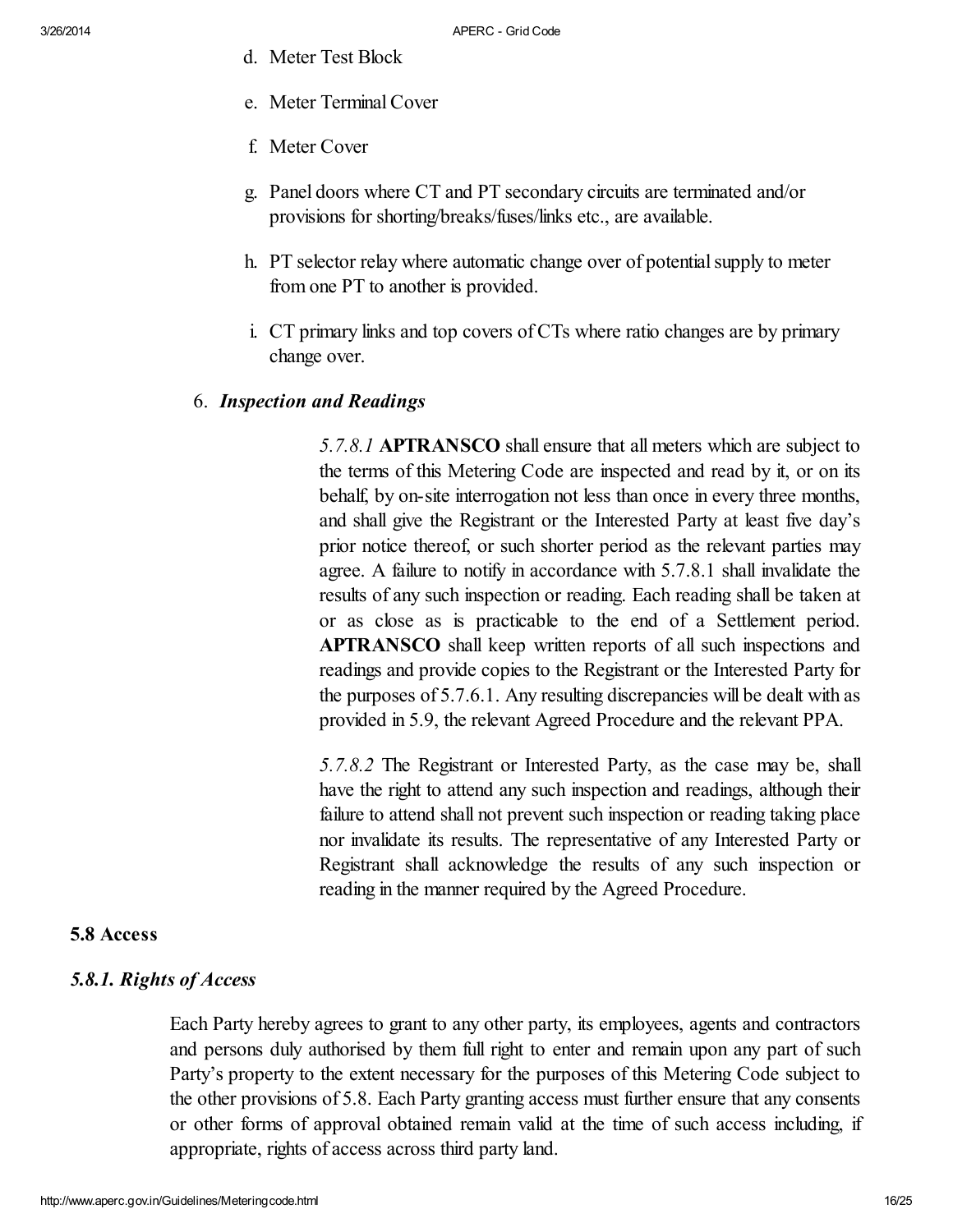d. Meter Test Block

e. Meter Terminal Cover

f. Meter Cover

g. Panel doors where CT and PT secondary circuits are terminated and/or provisions for shorting/breaks/fuses/links etc., are available.

h. PT selector relay where automatic change over of potential supply to meter from one PT to another is provided.

i. CT primary links and top covers of CTs where ratio changes are by primary change over.

6. ***Inspection and Readings***

*5.7.8.1* **APTRANSCO** shall ensure that all meters which are subject to the terms of this Metering Code are inspected and read by it, or on its behalf, by on-site interrogation not less than once in every three months, and shall give the Registrant or the Interested Party at least five day's prior notice thereof, or such shorter period as the relevant parties may agree. A failure to notify in accordance with 5.7.8.1 shall invalidate the results of any such inspection or reading. Each reading shall be taken at or as close as is practicable to the end of a Settlement period. **APTRANSCO** shall keep written reports of all such inspections and readings and provide copies to the Registrant or the Interested Party for the purposes of 5.7.6.1. Any resulting discrepancies will be dealt with as provided in 5.9, the relevant Agreed Procedure and the relevant PPA.

*5.7.8.2* The Registrant or Interested Party, as the case may be, shall have the right to attend any such inspection and readings, although their failure to attend shall not prevent such inspection or reading taking place nor invalidate its results. The representative of any Interested Party or Registrant shall acknowledge the results of any such inspection or reading in the manner required by the Agreed Procedure.

### 5.8 Access

#### *5.8.1. Rights of Access*

Each Party hereby agrees to grant to any other party, its employees, agents and contractors and persons duly authorised by them full right to enter and remain upon any part of such Party's property to the extent necessary for the purposes of this Metering Code subject to the other provisions of 5.8. Each Party granting access must further ensure that any consents or other forms of approval obtained remain valid at the time of such access including, if appropriate, rights of access across third party land.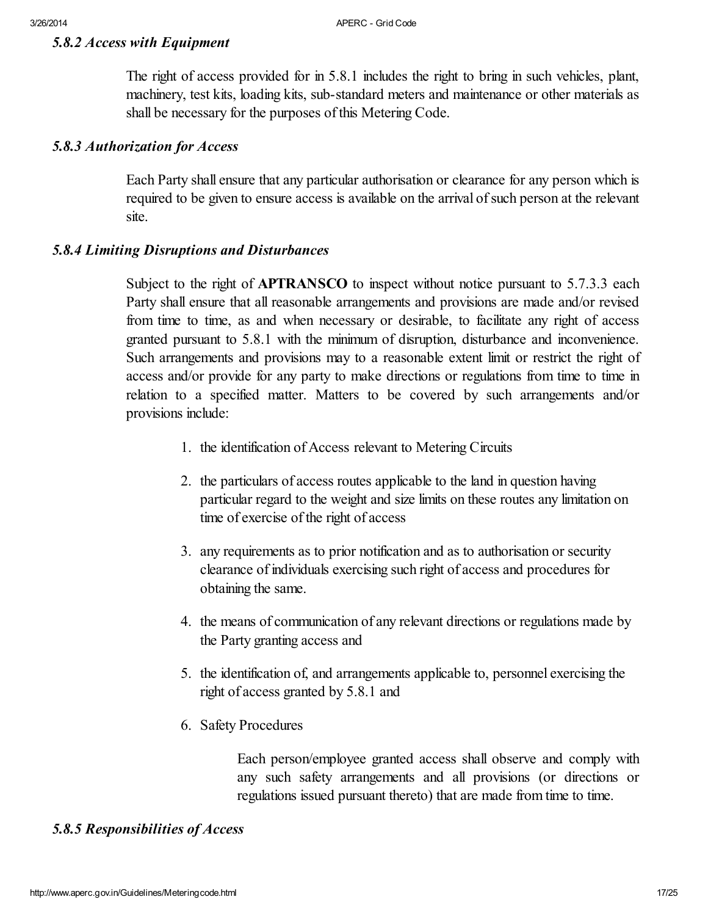### *5.8.2 Access with Equipment*

The right of access provided for in 5.8.1 includes the right to bring in such vehicles, plant, machinery, test kits, loading kits, sub-standard meters and maintenance or other materials as shall be necessary for the purposes of this Metering Code.

### *5.8.3 Authorization for Access*

Each Party shall ensure that any particular authorisation or clearance for any person which is required to be given to ensure access is available on the arrival of such person at the relevant site.

### *5.8.4 Limiting Disruptions and Disturbances*

Subject to the right of **APTRANSCO** to inspect without notice pursuant to 5.7.3.3 each Party shall ensure that all reasonable arrangements and provisions are made and/or revised from time to time, as and when necessary or desirable, to facilitate any right of access granted pursuant to 5.8.1 with the minimum of disruption, disturbance and inconvenience. Such arrangements and provisions may to a reasonable extent limit or restrict the right of access and/or provide for any party to make directions or regulations from time to time in relation to a specified matter. Matters to be covered by such arrangements and/or provisions include:

1. the identification of Access relevant to Metering Circuits
2. the particulars of access routes applicable to the land in question having particular regard to the weight and size limits on these routes any limitation on time of exercise of the right of access
3. any requirements as to prior notification and as to authorisation or security clearance of individuals exercising such right of access and procedures for obtaining the same.
4. the means of communication of any relevant directions or regulations made by the Party granting access and
5. the identification of, and arrangements applicable to, personnel exercising the right of access granted by 5.8.1 and
6. Safety Procedures

   Each person/employee granted access shall observe and comply with any such safety arrangements and all provisions (or directions or regulations issued pursuant thereto) that are made from time to time.

### *5.8.5 Responsibilities of Access*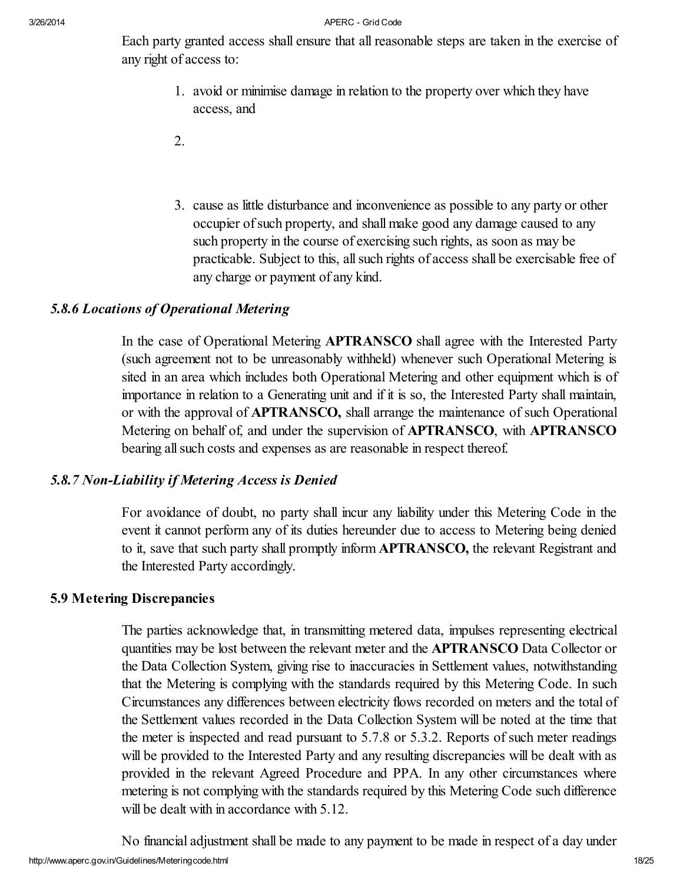Each party granted access shall ensure that all reasonable steps are taken in the exercise of any right of access to:

1. avoid or minimise damage in relation to the property over which they have access, and
2. 
3. cause as little disturbance and inconvenience as possible to any party or other occupier of such property, and shall make good any damage caused to any such property in the course of exercising such rights, as soon as may be practicable. Subject to this, all such rights of access shall be exercisable free of any charge or payment of any kind.

### *5.8.6 Locations of Operational Metering*

In the case of Operational Metering **APTRANSCO** shall agree with the Interested Party (such agreement not to be unreasonably withheld) whenever such Operational Metering is sited in an area which includes both Operational Metering and other equipment which is of importance in relation to a Generating unit and if it is so, the Interested Party shall maintain, or with the approval of **APTRANSCO,** shall arrange the maintenance of such Operational Metering on behalf of, and under the supervision of **APTRANSCO**, with **APTRANSCO** bearing all such costs and expenses as are reasonable in respect thereof.

### *5.8.7 Non-Liability if Metering Access is Denied*

For avoidance of doubt, no party shall incur any liability under this Metering Code in the event it cannot perform any of its duties hereunder due to access to Metering being denied to it, save that such party shall promptly inform **APTRANSCO,** the relevant Registrant and the Interested Party accordingly.

### 5.9 Metering Discrepancies

The parties acknowledge that, in transmitting metered data, impulses representing electrical quantities may be lost between the relevant meter and the **APTRANSCO** Data Collector or the Data Collection System, giving rise to inaccuracies in Settlement values, notwithstanding that the Metering is complying with the standards required by this Metering Code. In such Circumstances any differences between electricity flows recorded on meters and the total of the Settlement values recorded in the Data Collection System will be noted at the time that the meter is inspected and read pursuant to 5.7.8 or 5.3.2. Reports of such meter readings will be provided to the Interested Party and any resulting discrepancies will be dealt with as provided in the relevant Agreed Procedure and PPA. In any other circumstances where metering is not complying with the standards required by this Metering Code such difference will be dealt with in accordance with 5.12.

No financial adjustment shall be made to any payment to be made in respect of a day under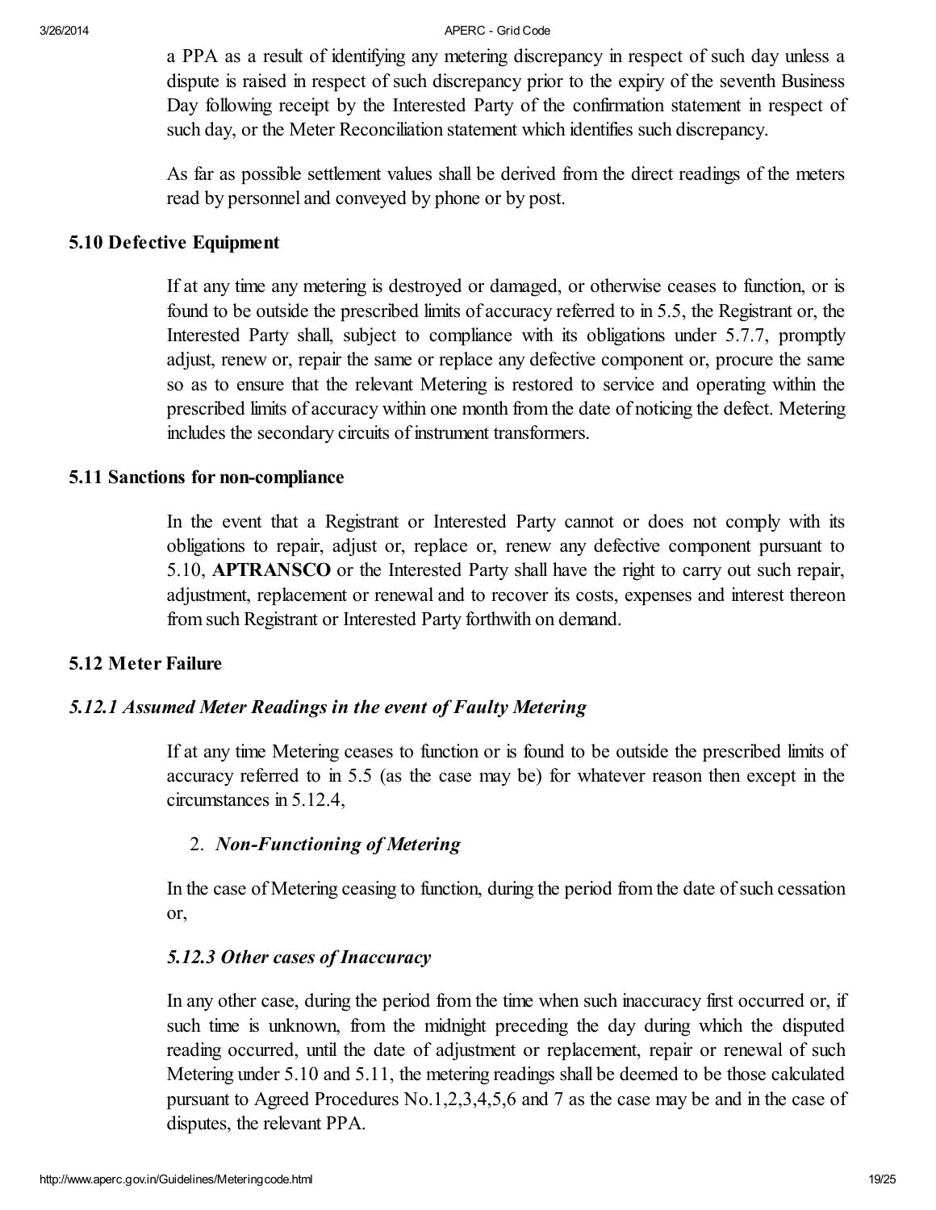a PPA as a result of identifying any metering discrepancy in respect of such day unless a dispute is raised in respect of such discrepancy prior to the expiry of the seventh Business Day following receipt by the Interested Party of the confirmation statement in respect of such day, or the Meter Reconciliation statement which identifies such discrepancy.

As far as possible settlement values shall be derived from the direct readings of the meters read by personnel and conveyed by phone or by post.

### 5.10 Defective Equipment

If at any time any metering is destroyed or damaged, or otherwise ceases to function, or is found to be outside the prescribed limits of accuracy referred to in 5.5, the Registrant or, the Interested Party shall, subject to compliance with its obligations under 5.7.7, promptly adjust, renew or, repair the same or replace any defective component or, procure the same so as to ensure that the relevant Metering is restored to service and operating within the prescribed limits of accuracy within one month from the date of noticing the defect. Metering includes the secondary circuits of instrument transformers.

### 5.11 Sanctions for non-compliance

In the event that a Registrant or Interested Party cannot or does not comply with its obligations to repair, adjust or, replace or, renew any defective component pursuant to 5.10, **APTRANSCO** or the Interested Party shall have the right to carry out such repair, adjustment, replacement or renewal and to recover its costs, expenses and interest thereon from such Registrant or Interested Party forthwith on demand.

### 5.12 Meter Failure

#### *5.12.1 Assumed Meter Readings in the event of Faulty Metering*

If at any time Metering ceases to function or is found to be outside the prescribed limits of accuracy referred to in 5.5 (as the case may be) for whatever reason then except in the circumstances in 5.12.4,

2. ***Non-Functioning of Metering***

In the case of Metering ceasing to function, during the period from the date of such cessation or,

#### *5.12.3 Other cases of Inaccuracy*

In any other case, during the period from the time when such inaccuracy first occurred or, if such time is unknown, from the midnight preceding the day during which the disputed reading occurred, until the date of adjustment or replacement, repair or renewal of such Metering under 5.10 and 5.11, the metering readings shall be deemed to be those calculated pursuant to Agreed Procedures No.1,2,3,4,5,6 and 7 as the case may be and in the case of disputes, the relevant PPA.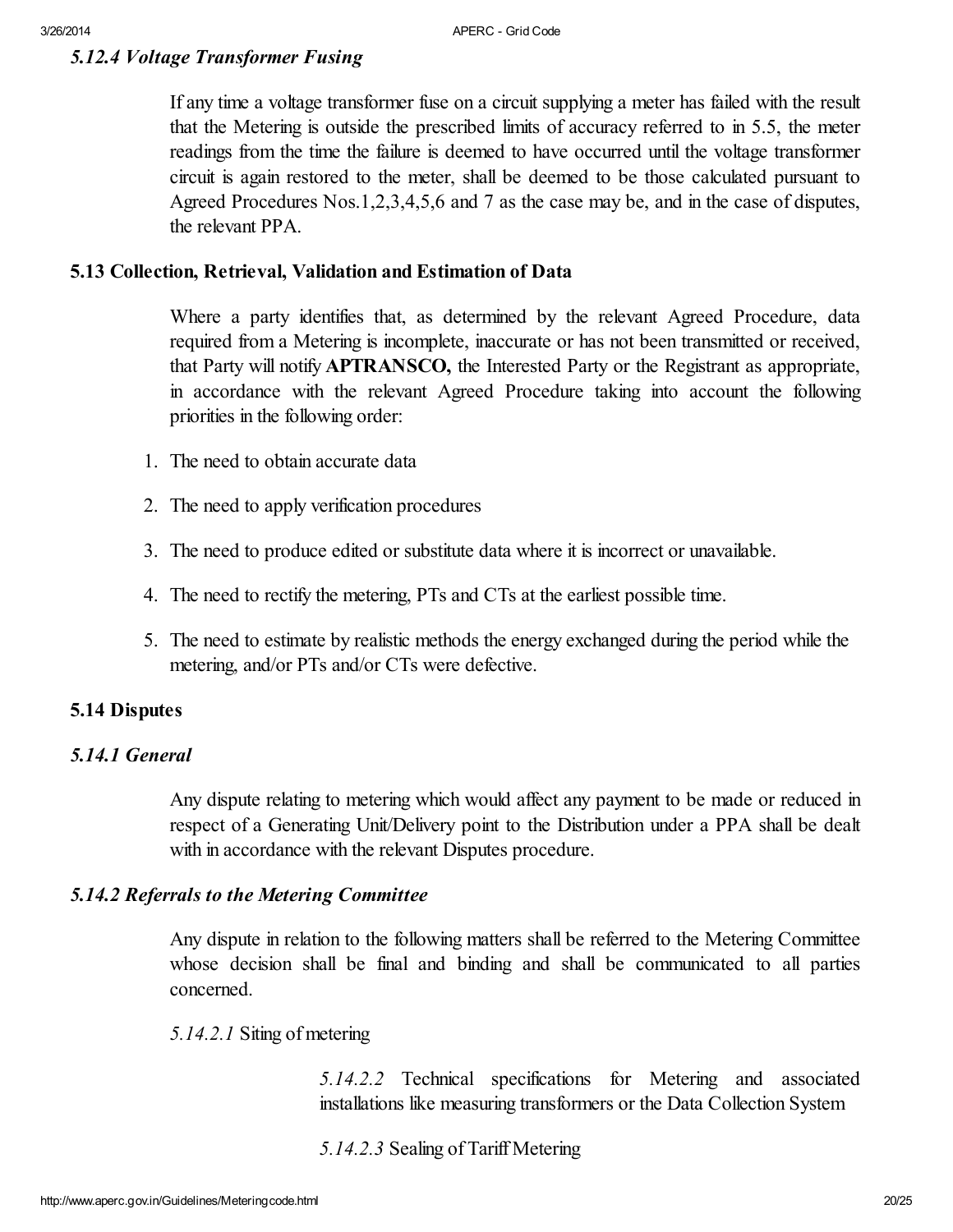#### *5.12.4 Voltage Transformer Fusing*

If any time a voltage transformer fuse on a circuit supplying a meter has failed with the result that the Metering is outside the prescribed limits of accuracy referred to in 5.5, the meter readings from the time the failure is deemed to have occurred until the voltage transformer circuit is again restored to the meter, shall be deemed to be those calculated pursuant to Agreed Procedures Nos.1,2,3,4,5,6 and 7 as the case may be, and in the case of disputes, the relevant PPA.

### 5.13 Collection, Retrieval, Validation and Estimation of Data

Where a party identifies that, as determined by the relevant Agreed Procedure, data required from a Metering is incomplete, inaccurate or has not been transmitted or received, that Party will notify **APTRANSCO,** the Interested Party or the Registrant as appropriate, in accordance with the relevant Agreed Procedure taking into account the following priorities in the following order:

1. The need to obtain accurate data
2. The need to apply verification procedures
3. The need to produce edited or substitute data where it is incorrect or unavailable.
4. The need to rectify the metering, PTs and CTs at the earliest possible time.
5. The need to estimate by realistic methods the energy exchanged during the period while the metering, and/or PTs and/or CTs were defective.

### 5.14 Disputes

#### *5.14.1 General*

Any dispute relating to metering which would affect any payment to be made or reduced in respect of a Generating Unit/Delivery point to the Distribution under a PPA shall be dealt with in accordance with the relevant Disputes procedure.

#### *5.14.2 Referrals to the Metering Committee*

Any dispute in relation to the following matters shall be referred to the Metering Committee whose decision shall be final and binding and shall be communicated to all parties concerned.

*5.14.2.1* Siting of metering

*5.14.2.2* Technical specifications for Metering and associated installations like measuring transformers or the Data Collection System

*5.14.2.3* Sealing of Tariff Metering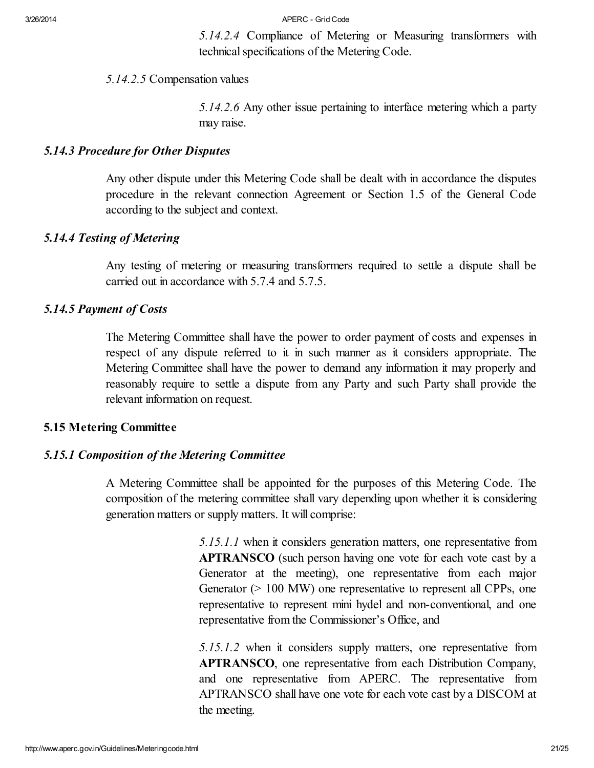*5.14.2.4* Compliance of Metering or Measuring transformers with technical specifications of the Metering Code.

*5.14.2.5* Compensation values

*5.14.2.6* Any other issue pertaining to interface metering which a party may raise.

### *5.14.3 Procedure for Other Disputes*

Any other dispute under this Metering Code shall be dealt with in accordance the disputes procedure in the relevant connection Agreement or Section 1.5 of the General Code according to the subject and context.

### *5.14.4 Testing of Metering*

Any testing of metering or measuring transformers required to settle a dispute shall be carried out in accordance with 5.7.4 and 5.7.5.

### *5.14.5 Payment of Costs*

The Metering Committee shall have the power to order payment of costs and expenses in respect of any dispute referred to it in such manner as it considers appropriate. The Metering Committee shall have the power to demand any information it may properly and reasonably require to settle a dispute from any Party and such Party shall provide the relevant information on request.

## 5.15 Metering Committee

### *5.15.1 Composition of the Metering Committee*

A Metering Committee shall be appointed for the purposes of this Metering Code. The composition of the metering committee shall vary depending upon whether it is considering generation matters or supply matters. It will comprise:

*5.15.1.1* when it considers generation matters, one representative from **APTRANSCO** (such person having one vote for each vote cast by a Generator at the meeting), one representative from each major Generator (> 100 MW) one representative to represent all CPPs, one representative to represent mini hydel and non-conventional, and one representative from the Commissioner's Office, and

*5.15.1.2* when it considers supply matters, one representative from **APTRANSCO**, one representative from each Distribution Company, and one representative from APERC. The representative from APTRANSCO shall have one vote for each vote cast by a DISCOM at the meeting.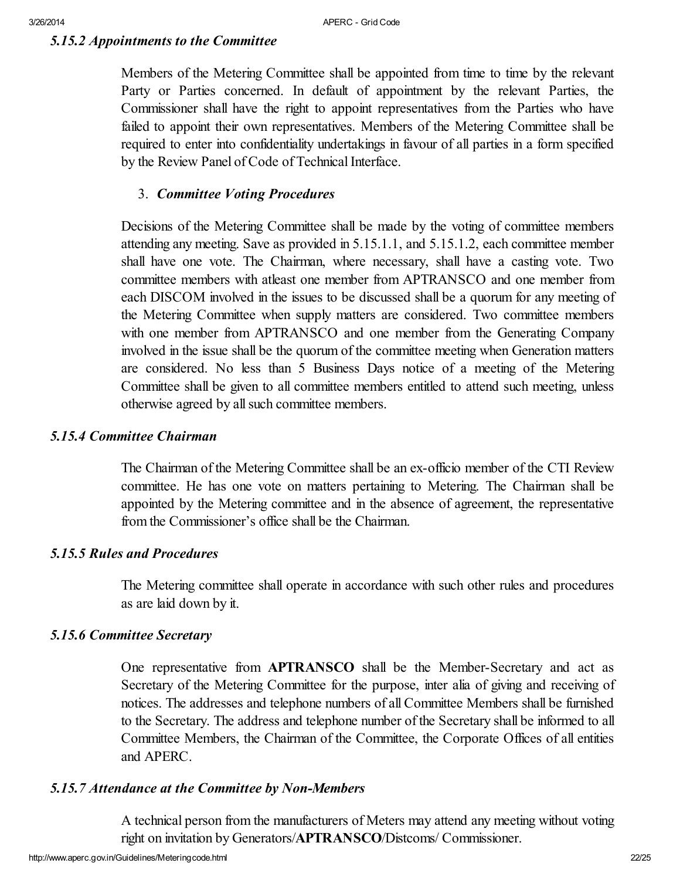### *5.15.2 Appointments to the Committee*

Members of the Metering Committee shall be appointed from time to time by the relevant Party or Parties concerned. In default of appointment by the relevant Parties, the Commissioner shall have the right to appoint representatives from the Parties who have failed to appoint their own representatives. Members of the Metering Committee shall be required to enter into confidentiality undertakings in favour of all parties in a form specified by the Review Panel of Code of Technical Interface.

### 3. *Committee Voting Procedures*

Decisions of the Metering Committee shall be made by the voting of committee members attending any meeting. Save as provided in 5.15.1.1, and 5.15.1.2, each committee member shall have one vote. The Chairman, where necessary, shall have a casting vote. Two committee members with atleast one member from APTRANSCO and one member from each DISCOM involved in the issues to be discussed shall be a quorum for any meeting of the Metering Committee when supply matters are considered. Two committee members with one member from APTRANSCO and one member from the Generating Company involved in the issue shall be the quorum of the committee meeting when Generation matters are considered. No less than 5 Business Days notice of a meeting of the Metering Committee shall be given to all committee members entitled to attend such meeting, unless otherwise agreed by all such committee members.

### *5.15.4 Committee Chairman*

The Chairman of the Metering Committee shall be an ex-officio member of the CTI Review committee. He has one vote on matters pertaining to Metering. The Chairman shall be appointed by the Metering committee and in the absence of agreement, the representative from the Commissioner's office shall be the Chairman.

### *5.15.5 Rules and Procedures*

The Metering committee shall operate in accordance with such other rules and procedures as are laid down by it.

### *5.15.6 Committee Secretary*

One representative from **APTRANSCO** shall be the Member-Secretary and act as Secretary of the Metering Committee for the purpose, inter alia of giving and receiving of notices. The addresses and telephone numbers of all Committee Members shall be furnished to the Secretary. The address and telephone number of the Secretary shall be informed to all Committee Members, the Chairman of the Committee, the Corporate Offices of all entities and APERC.

### *5.15.7 Attendance at the Committee by Non-Members*

A technical person from the manufacturers of Meters may attend any meeting without voting right on invitation by Generators/**APTRANSCO**/Distcoms/ Commissioner.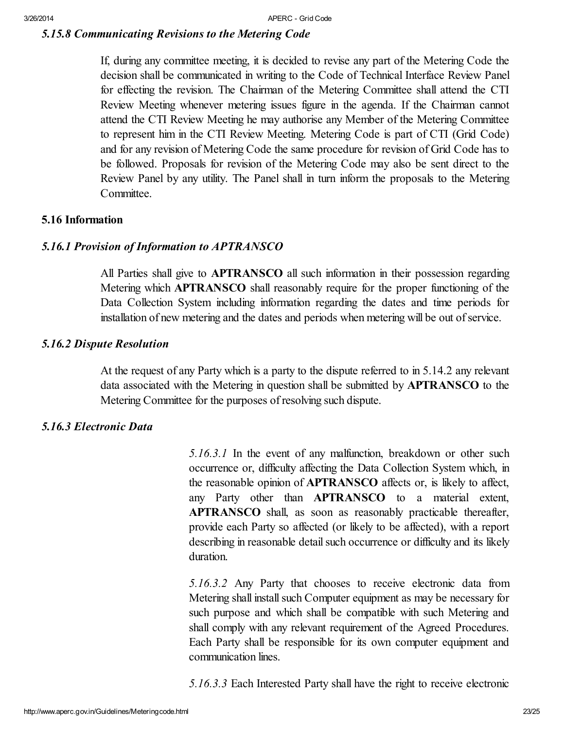### *5.15.8 Communicating Revisions to the Metering Code*

If, during any committee meeting, it is decided to revise any part of the Metering Code the decision shall be communicated in writing to the Code of Technical Interface Review Panel for effecting the revision. The Chairman of the Metering Committee shall attend the CTI Review Meeting whenever metering issues figure in the agenda. If the Chairman cannot attend the CTI Review Meeting he may authorise any Member of the Metering Committee to represent him in the CTI Review Meeting. Metering Code is part of CTI (Grid Code) and for any revision of Metering Code the same procedure for revision of Grid Code has to be followed. Proposals for revision of the Metering Code may also be sent direct to the Review Panel by any utility. The Panel shall in turn inform the proposals to the Metering Committee.

## 5.16 Information

### *5.16.1 Provision of Information to APTRANSCO*

All Parties shall give to **APTRANSCO** all such information in their possession regarding Metering which **APTRANSCO** shall reasonably require for the proper functioning of the Data Collection System including information regarding the dates and time periods for installation of new metering and the dates and periods when metering will be out of service.

### *5.16.2 Dispute Resolution*

At the request of any Party which is a party to the dispute referred to in 5.14.2 any relevant data associated with the Metering in question shall be submitted by **APTRANSCO** to the Metering Committee for the purposes of resolving such dispute.

### *5.16.3 Electronic Data*

*5.16.3.1* In the event of any malfunction, breakdown or other such occurrence or, difficulty affecting the Data Collection System which, in the reasonable opinion of **APTRANSCO** affects or, is likely to affect, any Party other than **APTRANSCO** to a material extent, **APTRANSCO** shall, as soon as reasonably practicable thereafter, provide each Party so affected (or likely to be affected), with a report describing in reasonable detail such occurrence or difficulty and its likely duration.

*5.16.3.2* Any Party that chooses to receive electronic data from Metering shall install such Computer equipment as may be necessary for such purpose and which shall be compatible with such Metering and shall comply with any relevant requirement of the Agreed Procedures. Each Party shall be responsible for its own computer equipment and communication lines.

*5.16.3.3* Each Interested Party shall have the right to receive electronic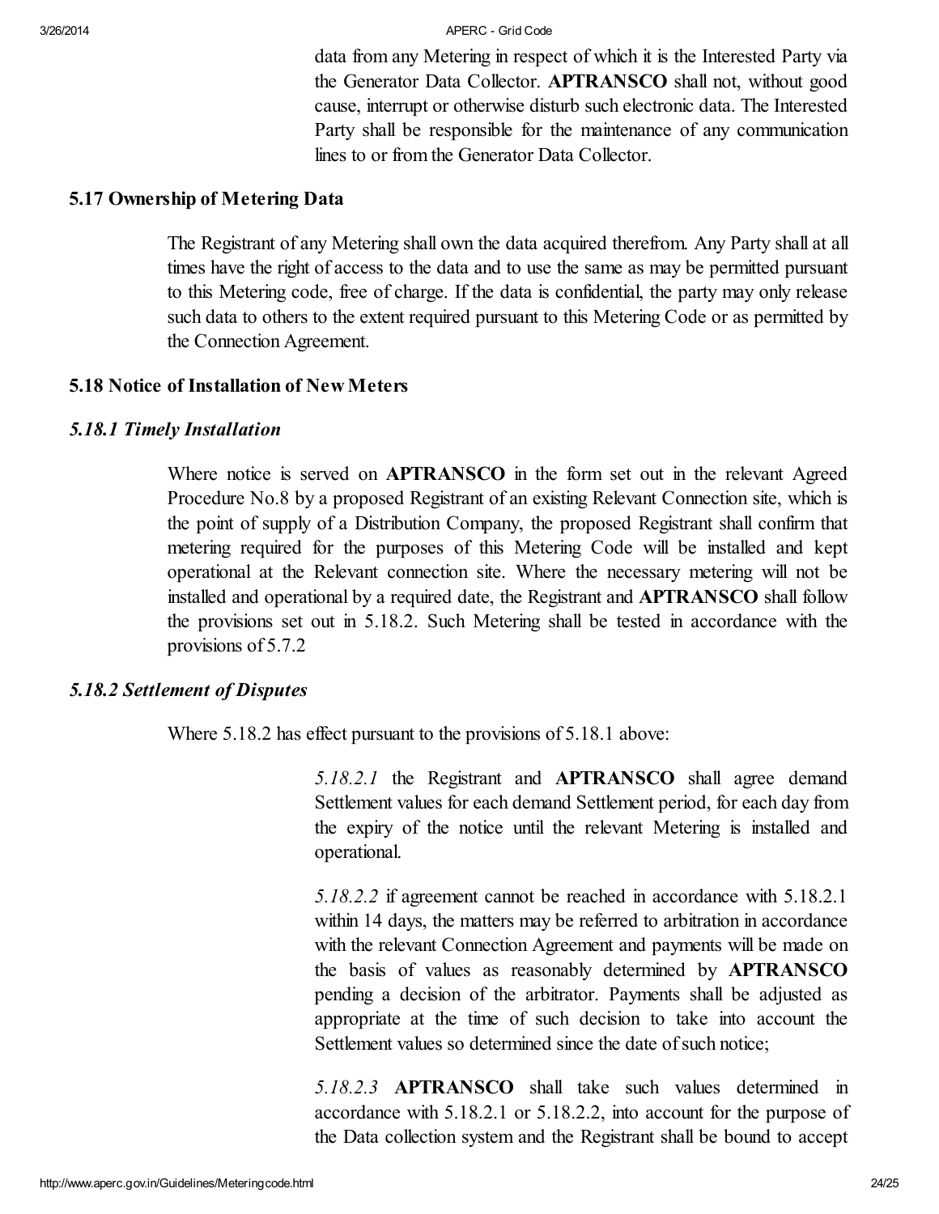data from any Metering in respect of which it is the Interested Party via the Generator Data Collector. **APTRANSCO** shall not, without good cause, interrupt or otherwise disturb such electronic data. The Interested Party shall be responsible for the maintenance of any communication lines to or from the Generator Data Collector.

### 5.17 Ownership of Metering Data

The Registrant of any Metering shall own the data acquired therefrom. Any Party shall at all times have the right of access to the data and to use the same as may be permitted pursuant to this Metering code, free of charge. If the data is confidential, the party may only release such data to others to the extent required pursuant to this Metering Code or as permitted by the Connection Agreement.

### 5.18 Notice of Installation of New Meters

#### *5.18.1 Timely Installation*

Where notice is served on **APTRANSCO** in the form set out in the relevant Agreed Procedure No.8 by a proposed Registrant of an existing Relevant Connection site, which is the point of supply of a Distribution Company, the proposed Registrant shall confirm that metering required for the purposes of this Metering Code will be installed and kept operational at the Relevant connection site. Where the necessary metering will not be installed and operational by a required date, the Registrant and **APTRANSCO** shall follow the provisions set out in 5.18.2. Such Metering shall be tested in accordance with the provisions of 5.7.2

#### *5.18.2 Settlement of Disputes*

Where 5.18.2 has effect pursuant to the provisions of 5.18.1 above:

*5.18.2.1* the Registrant and **APTRANSCO** shall agree demand Settlement values for each demand Settlement period, for each day from the expiry of the notice until the relevant Metering is installed and operational.

*5.18.2.2* if agreement cannot be reached in accordance with 5.18.2.1 within 14 days, the matters may be referred to arbitration in accordance with the relevant Connection Agreement and payments will be made on the basis of values as reasonably determined by **APTRANSCO** pending a decision of the arbitrator. Payments shall be adjusted as appropriate at the time of such decision to take into account the Settlement values so determined since the date of such notice;

*5.18.2.3* **APTRANSCO** shall take such values determined in accordance with 5.18.2.1 or 5.18.2.2, into account for the purpose of the Data collection system and the Registrant shall be bound to accept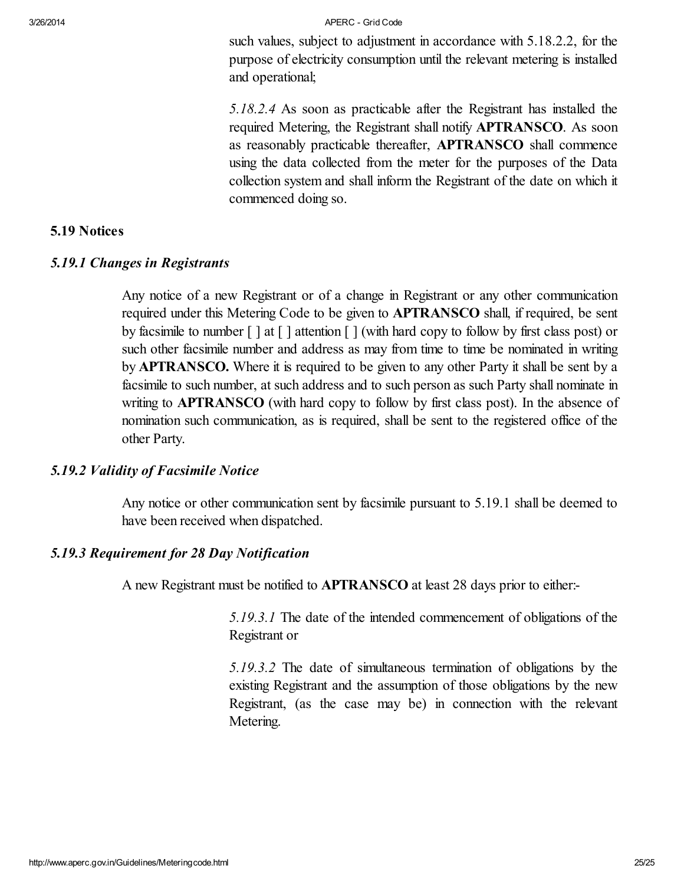such values, subject to adjustment in accordance with 5.18.2.2, for the purpose of electricity consumption until the relevant metering is installed and operational;

*5.18.2.4* As soon as practicable after the Registrant has installed the required Metering, the Registrant shall notify **APTRANSCO**. As soon as reasonably practicable thereafter, **APTRANSCO** shall commence using the data collected from the meter for the purposes of the Data collection system and shall inform the Registrant of the date on which it commenced doing so.

## 5.19 Notices

### *5.19.1 Changes in Registrants*

Any notice of a new Registrant or of a change in Registrant or any other communication required under this Metering Code to be given to **APTRANSCO** shall, if required, be sent by facsimile to number [ ] at [ ] attention [ ] (with hard copy to follow by first class post) or such other facsimile number and address as may from time to time be nominated in writing by **APTRANSCO.** Where it is required to be given to any other Party it shall be sent by a facsimile to such number, at such address and to such person as such Party shall nominate in writing to **APTRANSCO** (with hard copy to follow by first class post). In the absence of nomination such communication, as is required, shall be sent to the registered office of the other Party.

### *5.19.2 Validity of Facsimile Notice*

Any notice or other communication sent by facsimile pursuant to 5.19.1 shall be deemed to have been received when dispatched.

### *5.19.3 Requirement for 28 Day Notification*

A new Registrant must be notified to **APTRANSCO** at least 28 days prior to either:-

*5.19.3.1* The date of the intended commencement of obligations of the Registrant or

*5.19.3.2* The date of simultaneous termination of obligations by the existing Registrant and the assumption of those obligations by the new Registrant, (as the case may be) in connection with the relevant Metering.